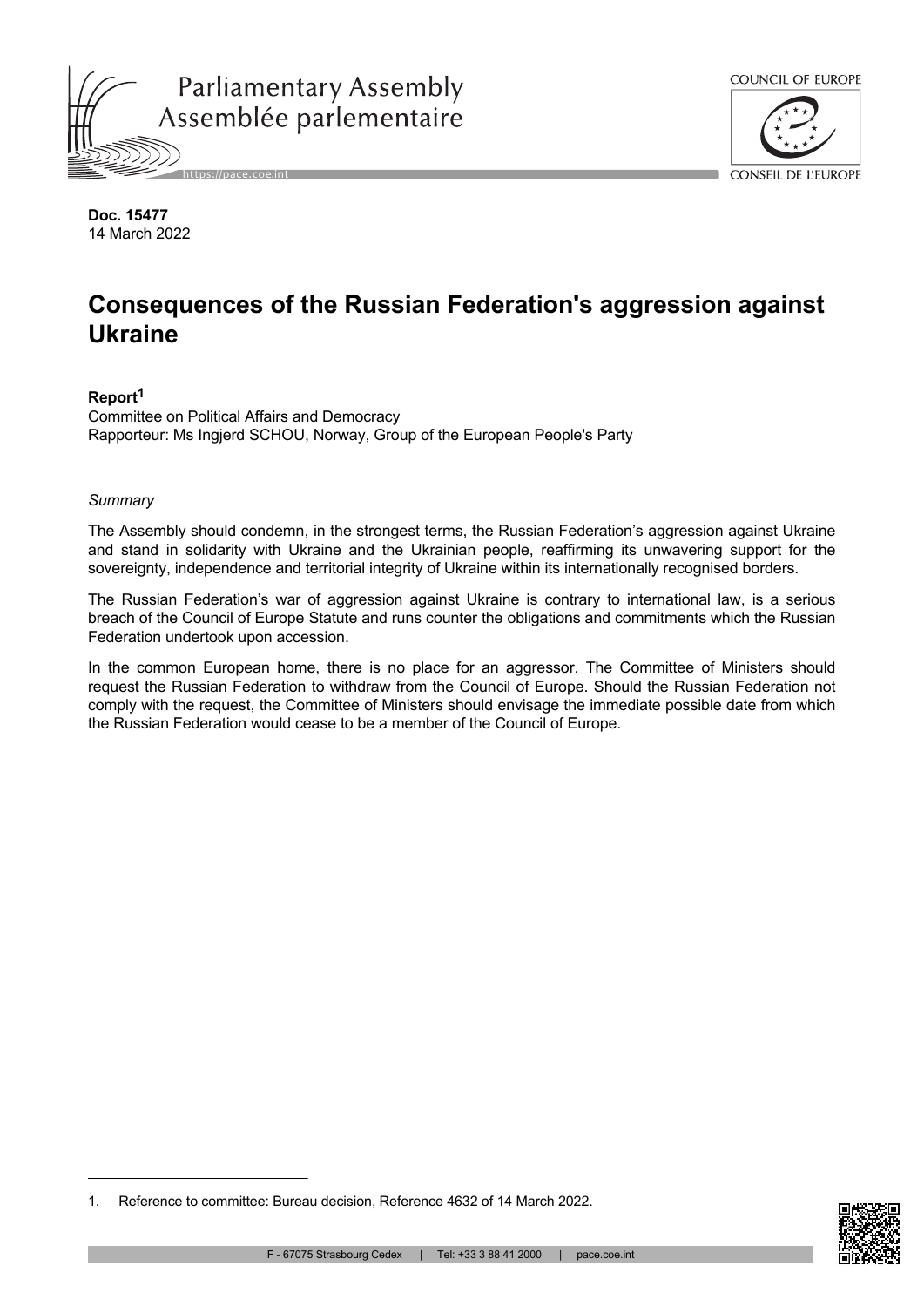**Doc. 15477**
14 March 2022

# Consequences of the Russian Federation's aggression against Ukraine

**Report**[1]
Committee on Political Affairs and Democracy
Rapporteur: Ms Ingjerd SCHOU, Norway, Group of the European People's Party

*Summary*

The Assembly should condemn, in the strongest terms, the Russian Federation's aggression against Ukraine and stand in solidarity with Ukraine and the Ukrainian people, reaffirming its unwavering support for the sovereignty, independence and territorial integrity of Ukraine within its internationally recognised borders.

The Russian Federation's war of aggression against Ukraine is contrary to international law, is a serious breach of the Council of Europe Statute and runs counter the obligations and commitments which the Russian Federation undertook upon accession.

In the common European home, there is no place for an aggressor. The Committee of Ministers should request the Russian Federation to withdraw from the Council of Europe. Should the Russian Federation not comply with the request, the Committee of Ministers should envisage the immediate possible date from which the Russian Federation would cease to be a member of the Council of Europe.

---

1. Reference to committee: Bureau decision, Reference 4632 of 14 March 2022.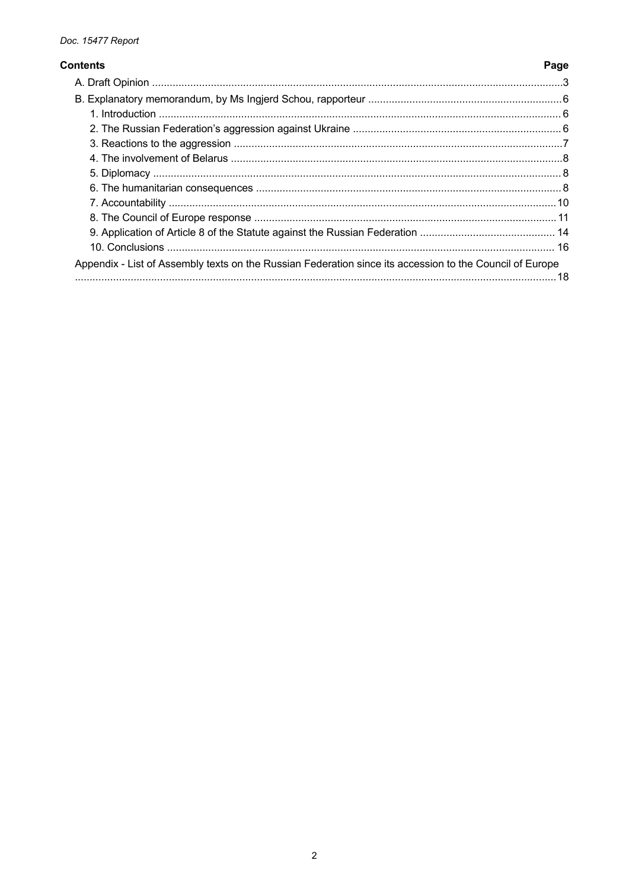**Contents** **Page**

A. Draft Opinion ............................................................................................................................................3

B. Explanatory memorandum, by Ms Ingjerd Schou, rapporteur ..................................................................6

1. Introduction ........................................................................................................................................ 6

2. The Russian Federation's aggression against Ukraine ....................................................................... 6

3. Reactions to the aggression ...............................................................................................................7

4. The involvement of Belarus ................................................................................................................8

5. Diplomacy ..........................................................................................................................................8

6. The humanitarian consequences ....................................................................................................... 8

7. Accountability ....................................................................................................................................10

8. The Council of Europe response ...................................................................................................... 11

9. Application of Article 8 of the Statute against the Russian Federation ............................................. 14

10. Conclusions .................................................................................................................................... 16

Appendix - List of Assembly texts on the Russian Federation since its accession to the Council of Europe ..................................................................................................................................................18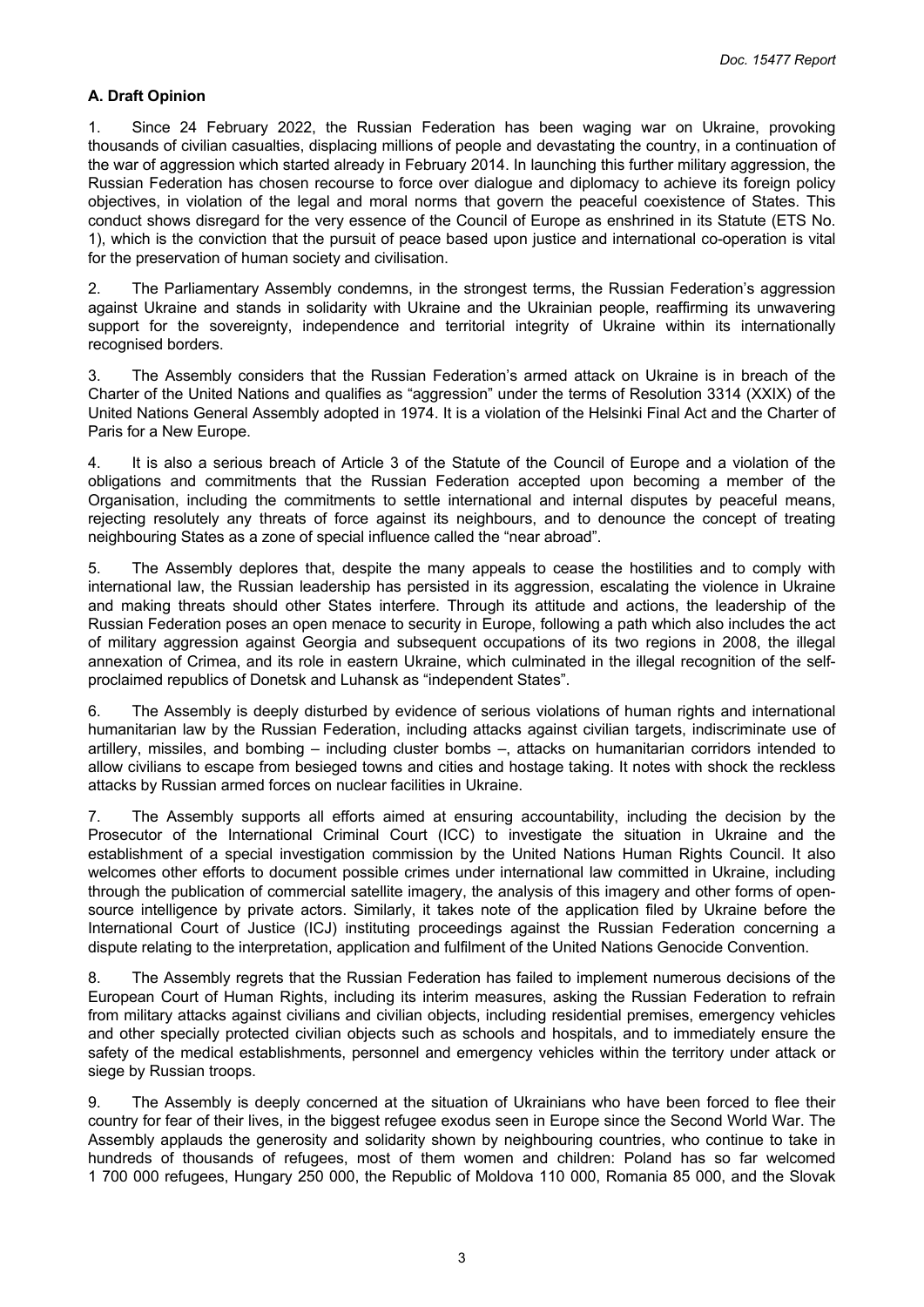## A. Draft Opinion

1. Since 24 February 2022, the Russian Federation has been waging war on Ukraine, provoking thousands of civilian casualties, displacing millions of people and devastating the country, in a continuation of the war of aggression which started already in February 2014. In launching this further military aggression, the Russian Federation has chosen recourse to force over dialogue and diplomacy to achieve its foreign policy objectives, in violation of the legal and moral norms that govern the peaceful coexistence of States. This conduct shows disregard for the very essence of the Council of Europe as enshrined in its Statute (ETS No. 1), which is the conviction that the pursuit of peace based upon justice and international co-operation is vital for the preservation of human society and civilisation.

2. The Parliamentary Assembly condemns, in the strongest terms, the Russian Federation's aggression against Ukraine and stands in solidarity with Ukraine and the Ukrainian people, reaffirming its unwavering support for the sovereignty, independence and territorial integrity of Ukraine within its internationally recognised borders.

3. The Assembly considers that the Russian Federation's armed attack on Ukraine is in breach of the Charter of the United Nations and qualifies as "aggression" under the terms of Resolution 3314 (XXIX) of the United Nations General Assembly adopted in 1974. It is a violation of the Helsinki Final Act and the Charter of Paris for a New Europe.

4. It is also a serious breach of Article 3 of the Statute of the Council of Europe and a violation of the obligations and commitments that the Russian Federation accepted upon becoming a member of the Organisation, including the commitments to settle international and internal disputes by peaceful means, rejecting resolutely any threats of force against its neighbours, and to denounce the concept of treating neighbouring States as a zone of special influence called the "near abroad".

5. The Assembly deplores that, despite the many appeals to cease the hostilities and to comply with international law, the Russian leadership has persisted in its aggression, escalating the violence in Ukraine and making threats should other States interfere. Through its attitude and actions, the leadership of the Russian Federation poses an open menace to security in Europe, following a path which also includes the act of military aggression against Georgia and subsequent occupations of its two regions in 2008, the illegal annexation of Crimea, and its role in eastern Ukraine, which culminated in the illegal recognition of the self-proclaimed republics of Donetsk and Luhansk as "independent States".

6. The Assembly is deeply disturbed by evidence of serious violations of human rights and international humanitarian law by the Russian Federation, including attacks against civilian targets, indiscriminate use of artillery, missiles, and bombing – including cluster bombs –, attacks on humanitarian corridors intended to allow civilians to escape from besieged towns and cities and hostage taking. It notes with shock the reckless attacks by Russian armed forces on nuclear facilities in Ukraine.

7. The Assembly supports all efforts aimed at ensuring accountability, including the decision by the Prosecutor of the International Criminal Court (ICC) to investigate the situation in Ukraine and the establishment of a special investigation commission by the United Nations Human Rights Council. It also welcomes other efforts to document possible crimes under international law committed in Ukraine, including through the publication of commercial satellite imagery, the analysis of this imagery and other forms of open-source intelligence by private actors. Similarly, it takes note of the application filed by Ukraine before the International Court of Justice (ICJ) instituting proceedings against the Russian Federation concerning a dispute relating to the interpretation, application and fulfilment of the United Nations Genocide Convention.

8. The Assembly regrets that the Russian Federation has failed to implement numerous decisions of the European Court of Human Rights, including its interim measures, asking the Russian Federation to refrain from military attacks against civilians and civilian objects, including residential premises, emergency vehicles and other specially protected civilian objects such as schools and hospitals, and to immediately ensure the safety of the medical establishments, personnel and emergency vehicles within the territory under attack or siege by Russian troops.

9. The Assembly is deeply concerned at the situation of Ukrainians who have been forced to flee their country for fear of their lives, in the biggest refugee exodus seen in Europe since the Second World War. The Assembly applauds the generosity and solidarity shown by neighbouring countries, who continue to take in hundreds of thousands of refugees, most of them women and children: Poland has so far welcomed 1 700 000 refugees, Hungary 250 000, the Republic of Moldova 110 000, Romania 85 000, and the Slovak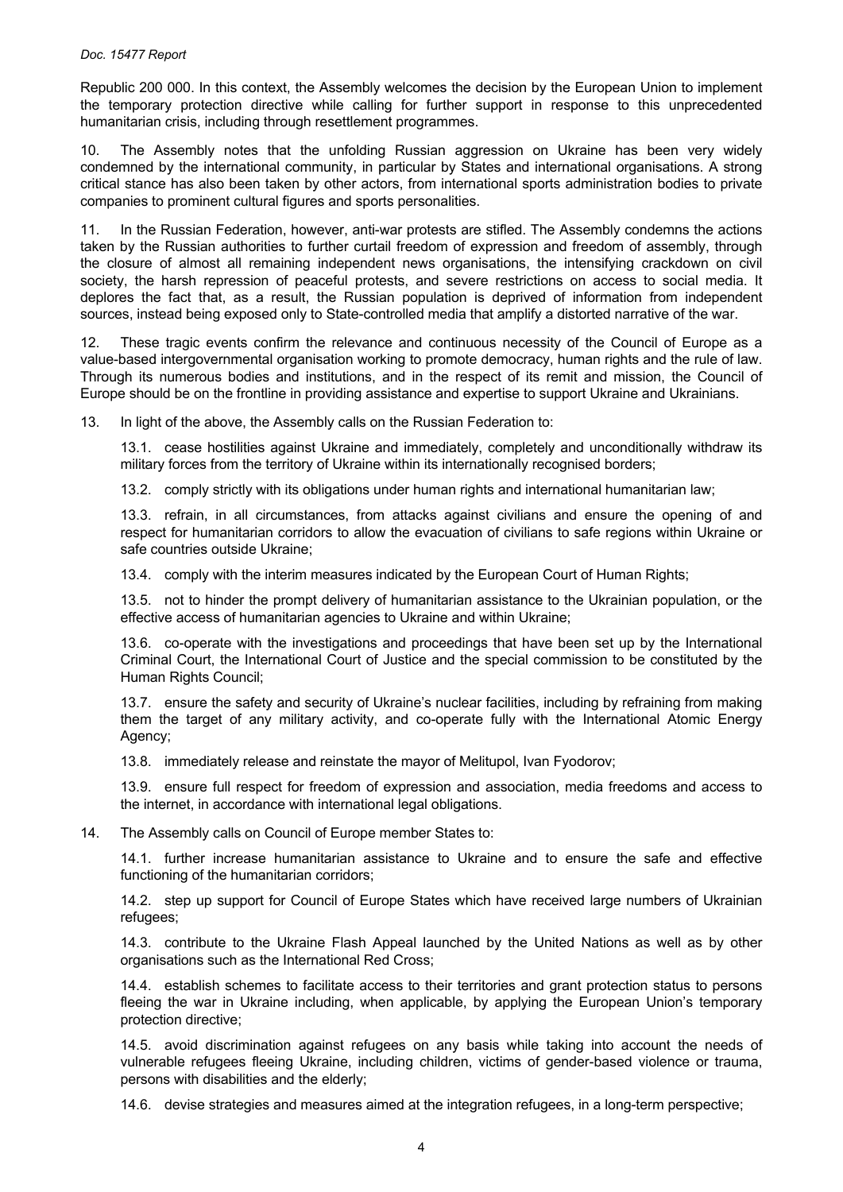Republic 200 000. In this context, the Assembly welcomes the decision by the European Union to implement the temporary protection directive while calling for further support in response to this unprecedented humanitarian crisis, including through resettlement programmes.

10. The Assembly notes that the unfolding Russian aggression on Ukraine has been very widely condemned by the international community, in particular by States and international organisations. A strong critical stance has also been taken by other actors, from international sports administration bodies to private companies to prominent cultural figures and sports personalities.

11. In the Russian Federation, however, anti-war protests are stifled. The Assembly condemns the actions taken by the Russian authorities to further curtail freedom of expression and freedom of assembly, through the closure of almost all remaining independent news organisations, the intensifying crackdown on civil society, the harsh repression of peaceful protests, and severe restrictions on access to social media. It deplores the fact that, as a result, the Russian population is deprived of information from independent sources, instead being exposed only to State-controlled media that amplify a distorted narrative of the war.

12. These tragic events confirm the relevance and continuous necessity of the Council of Europe as a value-based intergovernmental organisation working to promote democracy, human rights and the rule of law. Through its numerous bodies and institutions, and in the respect of its remit and mission, the Council of Europe should be on the frontline in providing assistance and expertise to support Ukraine and Ukrainians.

13. In light of the above, the Assembly calls on the Russian Federation to:

13.1. cease hostilities against Ukraine and immediately, completely and unconditionally withdraw its military forces from the territory of Ukraine within its internationally recognised borders;

13.2. comply strictly with its obligations under human rights and international humanitarian law;

13.3. refrain, in all circumstances, from attacks against civilians and ensure the opening of and respect for humanitarian corridors to allow the evacuation of civilians to safe regions within Ukraine or safe countries outside Ukraine;

13.4. comply with the interim measures indicated by the European Court of Human Rights;

13.5. not to hinder the prompt delivery of humanitarian assistance to the Ukrainian population, or the effective access of humanitarian agencies to Ukraine and within Ukraine;

13.6. co-operate with the investigations and proceedings that have been set up by the International Criminal Court, the International Court of Justice and the special commission to be constituted by the Human Rights Council;

13.7. ensure the safety and security of Ukraine's nuclear facilities, including by refraining from making them the target of any military activity, and co-operate fully with the International Atomic Energy Agency;

13.8. immediately release and reinstate the mayor of Melitupol, Ivan Fyodorov;

13.9. ensure full respect for freedom of expression and association, media freedoms and access to the internet, in accordance with international legal obligations.

14. The Assembly calls on Council of Europe member States to:

14.1. further increase humanitarian assistance to Ukraine and to ensure the safe and effective functioning of the humanitarian corridors;

14.2. step up support for Council of Europe States which have received large numbers of Ukrainian refugees;

14.3. contribute to the Ukraine Flash Appeal launched by the United Nations as well as by other organisations such as the International Red Cross;

14.4. establish schemes to facilitate access to their territories and grant protection status to persons fleeing the war in Ukraine including, when applicable, by applying the European Union's temporary protection directive;

14.5. avoid discrimination against refugees on any basis while taking into account the needs of vulnerable refugees fleeing Ukraine, including children, victims of gender-based violence or trauma, persons with disabilities and the elderly;

14.6. devise strategies and measures aimed at the integration refugees, in a long-term perspective;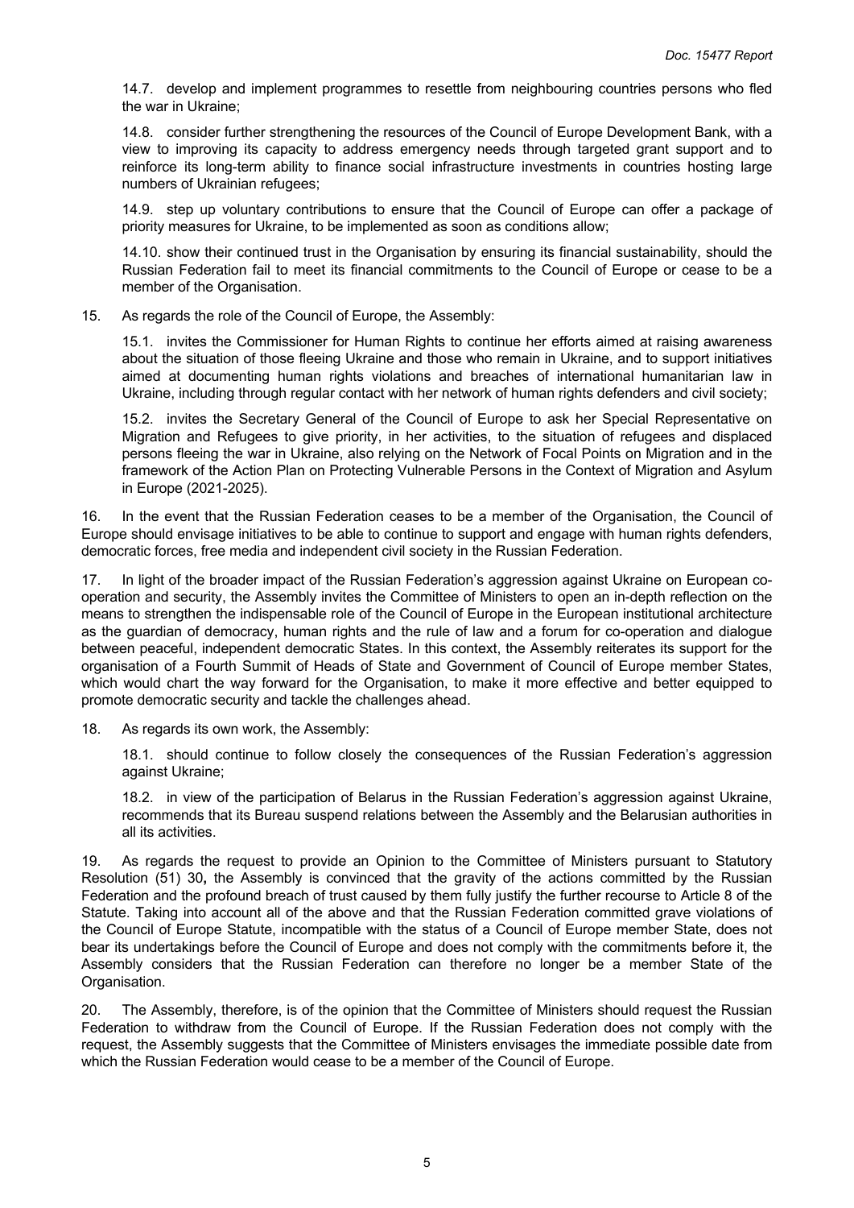14.7. develop and implement programmes to resettle from neighbouring countries persons who fled the war in Ukraine;

14.8. consider further strengthening the resources of the Council of Europe Development Bank, with a view to improving its capacity to address emergency needs through targeted grant support and to reinforce its long-term ability to finance social infrastructure investments in countries hosting large numbers of Ukrainian refugees;

14.9. step up voluntary contributions to ensure that the Council of Europe can offer a package of priority measures for Ukraine, to be implemented as soon as conditions allow;

14.10. show their continued trust in the Organisation by ensuring its financial sustainability, should the Russian Federation fail to meet its financial commitments to the Council of Europe or cease to be a member of the Organisation.

15. As regards the role of the Council of Europe, the Assembly:

15.1. invites the Commissioner for Human Rights to continue her efforts aimed at raising awareness about the situation of those fleeing Ukraine and those who remain in Ukraine, and to support initiatives aimed at documenting human rights violations and breaches of international humanitarian law in Ukraine, including through regular contact with her network of human rights defenders and civil society;

15.2. invites the Secretary General of the Council of Europe to ask her Special Representative on Migration and Refugees to give priority, in her activities, to the situation of refugees and displaced persons fleeing the war in Ukraine, also relying on the Network of Focal Points on Migration and in the framework of the Action Plan on Protecting Vulnerable Persons in the Context of Migration and Asylum in Europe (2021-2025).

16. In the event that the Russian Federation ceases to be a member of the Organisation, the Council of Europe should envisage initiatives to be able to continue to support and engage with human rights defenders, democratic forces, free media and independent civil society in the Russian Federation.

17. In light of the broader impact of the Russian Federation's aggression against Ukraine on European co-operation and security, the Assembly invites the Committee of Ministers to open an in-depth reflection on the means to strengthen the indispensable role of the Council of Europe in the European institutional architecture as the guardian of democracy, human rights and the rule of law and a forum for co-operation and dialogue between peaceful, independent democratic States. In this context, the Assembly reiterates its support for the organisation of a Fourth Summit of Heads of State and Government of Council of Europe member States, which would chart the way forward for the Organisation, to make it more effective and better equipped to promote democratic security and tackle the challenges ahead.

18. As regards its own work, the Assembly:

18.1. should continue to follow closely the consequences of the Russian Federation's aggression against Ukraine;

18.2. in view of the participation of Belarus in the Russian Federation's aggression against Ukraine, recommends that its Bureau suspend relations between the Assembly and the Belarusian authorities in all its activities.

19. As regards the request to provide an Opinion to the Committee of Ministers pursuant to Statutory Resolution (51) 30**,** the Assembly is convinced that the gravity of the actions committed by the Russian Federation and the profound breach of trust caused by them fully justify the further recourse to Article 8 of the Statute. Taking into account all of the above and that the Russian Federation committed grave violations of the Council of Europe Statute, incompatible with the status of a Council of Europe member State, does not bear its undertakings before the Council of Europe and does not comply with the commitments before it, the Assembly considers that the Russian Federation can therefore no longer be a member State of the Organisation.

20. The Assembly, therefore, is of the opinion that the Committee of Ministers should request the Russian Federation to withdraw from the Council of Europe. If the Russian Federation does not comply with the request, the Assembly suggests that the Committee of Ministers envisages the immediate possible date from which the Russian Federation would cease to be a member of the Council of Europe.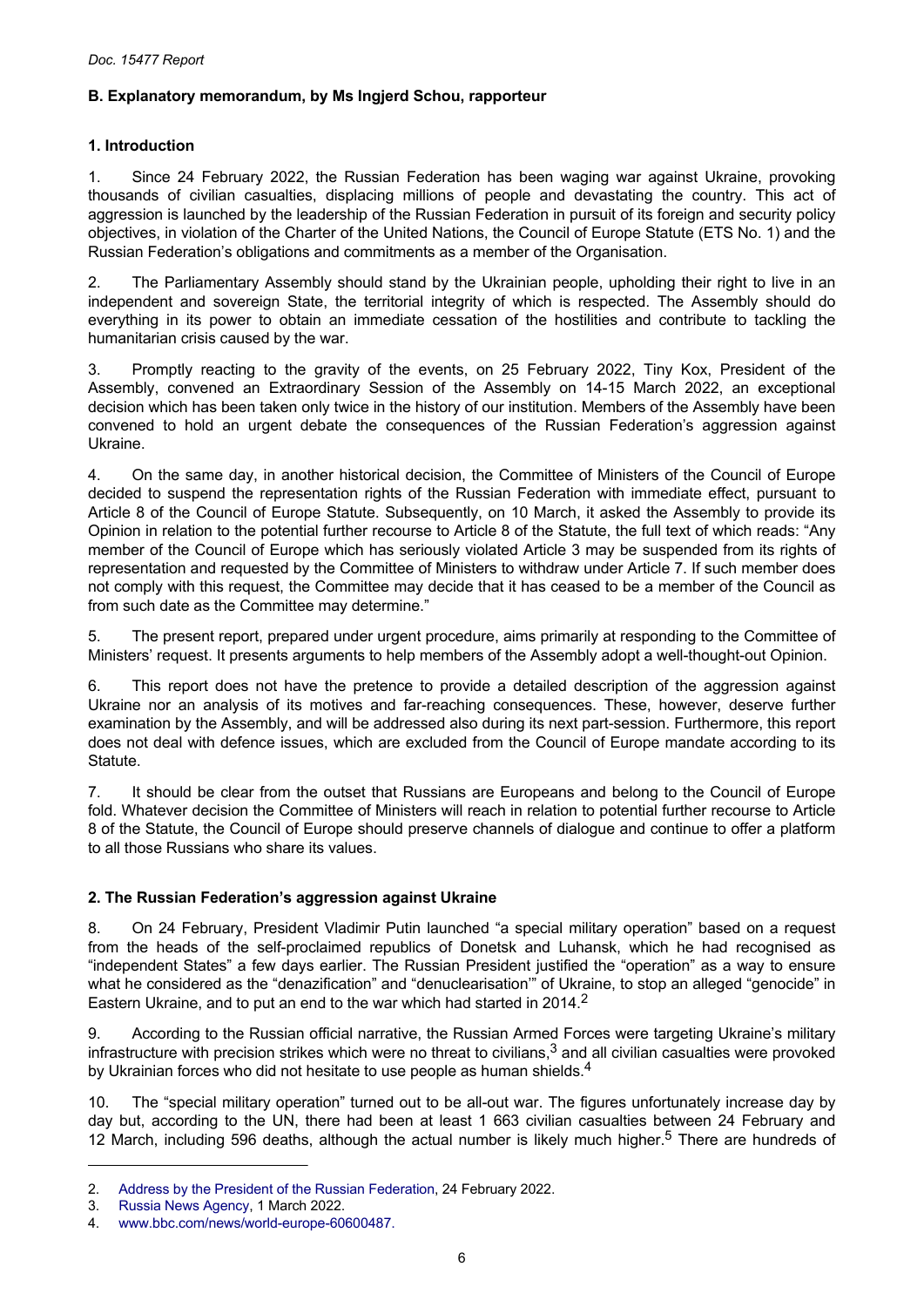## B. Explanatory memorandum, by Ms Ingjerd Schou, rapporteur

### 1. Introduction

1. Since 24 February 2022, the Russian Federation has been waging war against Ukraine, provoking thousands of civilian casualties, displacing millions of people and devastating the country. This act of aggression is launched by the leadership of the Russian Federation in pursuit of its foreign and security policy objectives, in violation of the Charter of the United Nations, the Council of Europe Statute (ETS No. 1) and the Russian Federation's obligations and commitments as a member of the Organisation.

2. The Parliamentary Assembly should stand by the Ukrainian people, upholding their right to live in an independent and sovereign State, the territorial integrity of which is respected. The Assembly should do everything in its power to obtain an immediate cessation of the hostilities and contribute to tackling the humanitarian crisis caused by the war.

3. Promptly reacting to the gravity of the events, on 25 February 2022, Tiny Kox, President of the Assembly, convened an Extraordinary Session of the Assembly on 14-15 March 2022, an exceptional decision which has been taken only twice in the history of our institution. Members of the Assembly have been convened to hold an urgent debate the consequences of the Russian Federation's aggression against Ukraine.

4. On the same day, in another historical decision, the Committee of Ministers of the Council of Europe decided to suspend the representation rights of the Russian Federation with immediate effect, pursuant to Article 8 of the Council of Europe Statute. Subsequently, on 10 March, it asked the Assembly to provide its Opinion in relation to the potential further recourse to Article 8 of the Statute, the full text of which reads: "Any member of the Council of Europe which has seriously violated Article 3 may be suspended from its rights of representation and requested by the Committee of Ministers to withdraw under Article 7. If such member does not comply with this request, the Committee may decide that it has ceased to be a member of the Council as from such date as the Committee may determine."

5. The present report, prepared under urgent procedure, aims primarily at responding to the Committee of Ministers' request. It presents arguments to help members of the Assembly adopt a well-thought-out Opinion.

6. This report does not have the pretence to provide a detailed description of the aggression against Ukraine nor an analysis of its motives and far-reaching consequences. These, however, deserve further examination by the Assembly, and will be addressed also during its next part-session. Furthermore, this report does not deal with defence issues, which are excluded from the Council of Europe mandate according to its Statute.

7. It should be clear from the outset that Russians are Europeans and belong to the Council of Europe fold. Whatever decision the Committee of Ministers will reach in relation to potential further recourse to Article 8 of the Statute, the Council of Europe should preserve channels of dialogue and continue to offer a platform to all those Russians who share its values.

### 2. The Russian Federation's aggression against Ukraine

8. On 24 February, President Vladimir Putin launched "a special military operation" based on a request from the heads of the self-proclaimed republics of Donetsk and Luhansk, which he had recognised as "independent States" a few days earlier. The Russian President justified the "operation" as a way to ensure what he considered as the "denazification" and "denuclearisation'" of Ukraine, to stop an alleged "genocide" in Eastern Ukraine, and to put an end to the war which had started in 2014.[2]

9. According to the Russian official narrative, the Russian Armed Forces were targeting Ukraine's military infrastructure with precision strikes which were no threat to civilians,[3] and all civilian casualties were provoked by Ukrainian forces who did not hesitate to use people as human shields.[4]

10. The "special military operation" turned out to be all-out war. The figures unfortunately increase day by day but, according to the UN, there had been at least 1 663 civilian casualties between 24 February and 12 March, including 596 deaths, although the actual number is likely much higher.[5] There are hundreds of

---

2. Address by the President of the Russian Federation, 24 February 2022.
3. Russia News Agency, 1 March 2022.
4. www.bbc.com/news/world-europe-60600487.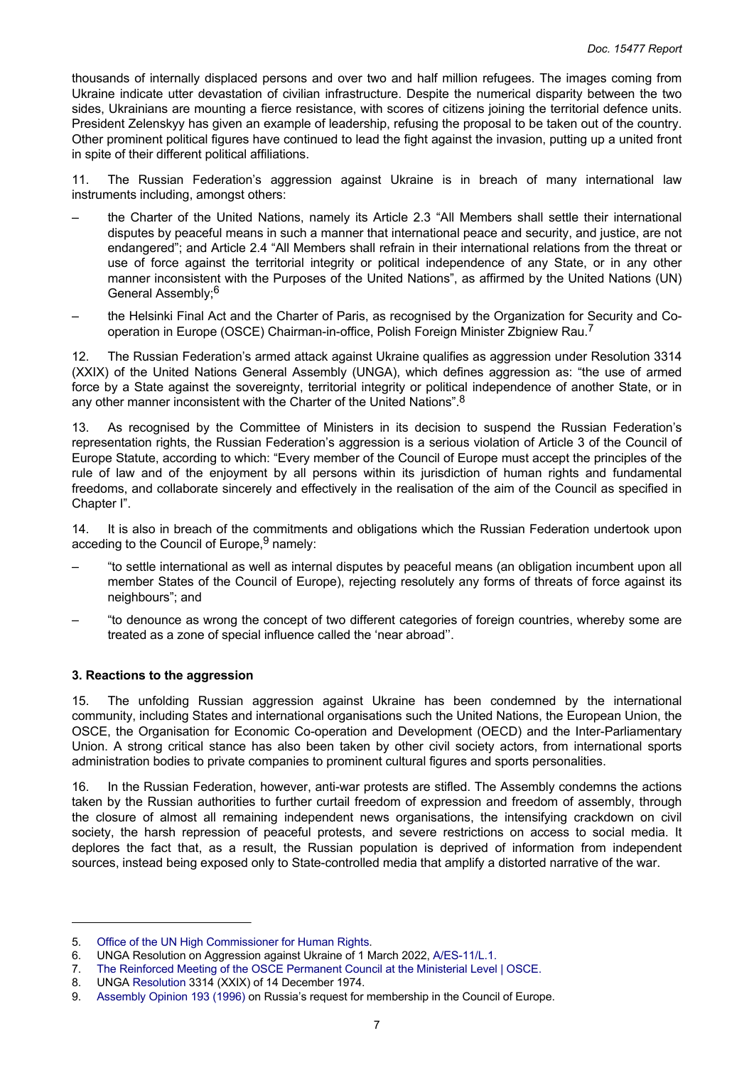thousands of internally displaced persons and over two and half million refugees. The images coming from Ukraine indicate utter devastation of civilian infrastructure. Despite the numerical disparity between the two sides, Ukrainians are mounting a fierce resistance, with scores of citizens joining the territorial defence units. President Zelenskyy has given an example of leadership, refusing the proposal to be taken out of the country. Other prominent political figures have continued to lead the fight against the invasion, putting up a united front in spite of their different political affiliations.

11. The Russian Federation's aggression against Ukraine is in breach of many international law instruments including, amongst others:

– the Charter of the United Nations, namely its Article 2.3 "All Members shall settle their international disputes by peaceful means in such a manner that international peace and security, and justice, are not endangered"; and Article 2.4 "All Members shall refrain in their international relations from the threat or use of force against the territorial integrity or political independence of any State, or in any other manner inconsistent with the Purposes of the United Nations", as affirmed by the United Nations (UN) General Assembly;[6]

– the Helsinki Final Act and the Charter of Paris, as recognised by the Organization for Security and Co-operation in Europe (OSCE) Chairman-in-office, Polish Foreign Minister Zbigniew Rau.[7]

12. The Russian Federation's armed attack against Ukraine qualifies as aggression under Resolution 3314 (XXIX) of the United Nations General Assembly (UNGA), which defines aggression as: "the use of armed force by a State against the sovereignty, territorial integrity or political independence of another State, or in any other manner inconsistent with the Charter of the United Nations".[8]

13. As recognised by the Committee of Ministers in its decision to suspend the Russian Federation's representation rights, the Russian Federation's aggression is a serious violation of Article 3 of the Council of Europe Statute, according to which: "Every member of the Council of Europe must accept the principles of the rule of law and of the enjoyment by all persons within its jurisdiction of human rights and fundamental freedoms, and collaborate sincerely and effectively in the realisation of the aim of the Council as specified in Chapter I".

14. It is also in breach of the commitments and obligations which the Russian Federation undertook upon acceding to the Council of Europe,[9] namely:

– "to settle international as well as internal disputes by peaceful means (an obligation incumbent upon all member States of the Council of Europe), rejecting resolutely any forms of threats of force against its neighbours"; and

– "to denounce as wrong the concept of two different categories of foreign countries, whereby some are treated as a zone of special influence called the 'near abroad''.

### 3. Reactions to the aggression

15. The unfolding Russian aggression against Ukraine has been condemned by the international community, including States and international organisations such the United Nations, the European Union, the OSCE, the Organisation for Economic Co-operation and Development (OECD) and the Inter-Parliamentary Union. A strong critical stance has also been taken by other civil society actors, from international sports administration bodies to private companies to prominent cultural figures and sports personalities.

16. In the Russian Federation, however, anti-war protests are stifled. The Assembly condemns the actions taken by the Russian authorities to further curtail freedom of expression and freedom of assembly, through the closure of almost all remaining independent news organisations, the intensifying crackdown on civil society, the harsh repression of peaceful protests, and severe restrictions on access to social media. It deplores the fact that, as a result, the Russian population is deprived of information from independent sources, instead being exposed only to State-controlled media that amplify a distorted narrative of the war.

---

5. Office of the UN High Commissioner for Human Rights.
6. UNGA Resolution on Aggression against Ukraine of 1 March 2022, A/ES-11/L.1.
7. The Reinforced Meeting of the OSCE Permanent Council at the Ministerial Level | OSCE.
8. UNGA Resolution 3314 (XXIX) of 14 December 1974.
9. Assembly Opinion 193 (1996) on Russia's request for membership in the Council of Europe.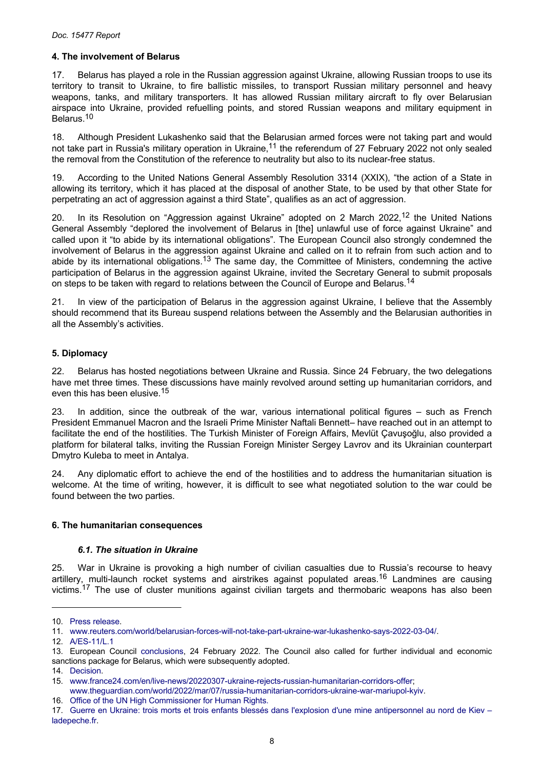## 4. The involvement of Belarus

17. Belarus has played a role in the Russian aggression against Ukraine, allowing Russian troops to use its territory to transit to Ukraine, to fire ballistic missiles, to transport Russian military personnel and heavy weapons, tanks, and military transporters. It has allowed Russian military aircraft to fly over Belarusian airspace into Ukraine, provided refuelling points, and stored Russian weapons and military equipment in Belarus.[10]

18. Although President Lukashenko said that the Belarusian armed forces were not taking part and would not take part in Russia's military operation in Ukraine,[11] the referendum of 27 February 2022 not only sealed the removal from the Constitution of the reference to neutrality but also to its nuclear-free status.

19. According to the United Nations General Assembly Resolution 3314 (XXIX), "the action of a State in allowing its territory, which it has placed at the disposal of another State, to be used by that other State for perpetrating an act of aggression against a third State", qualifies as an act of aggression.

20. In its Resolution on "Aggression against Ukraine" adopted on 2 March 2022,[12] the United Nations General Assembly "deplored the involvement of Belarus in [the] unlawful use of force against Ukraine" and called upon it "to abide by its international obligations". The European Council also strongly condemned the involvement of Belarus in the aggression against Ukraine and called on it to refrain from such action and to abide by its international obligations.[13] The same day, the Committee of Ministers, condemning the active participation of Belarus in the aggression against Ukraine, invited the Secretary General to submit proposals on steps to be taken with regard to relations between the Council of Europe and Belarus.[14]

21. In view of the participation of Belarus in the aggression against Ukraine, I believe that the Assembly should recommend that its Bureau suspend relations between the Assembly and the Belarusian authorities in all the Assembly's activities.

## 5. Diplomacy

22. Belarus has hosted negotiations between Ukraine and Russia. Since 24 February, the two delegations have met three times. These discussions have mainly revolved around setting up humanitarian corridors, and even this has been elusive.[15]

23. In addition, since the outbreak of the war, various international political figures – such as French President Emmanuel Macron and the Israeli Prime Minister Naftali Bennett– have reached out in an attempt to facilitate the end of the hostilities. The Turkish Minister of Foreign Affairs, Mevlüt Çavuşoğlu, also provided a platform for bilateral talks, inviting the Russian Foreign Minister Sergey Lavrov and its Ukrainian counterpart Dmytro Kuleba to meet in Antalya.

24. Any diplomatic effort to achieve the end of the hostilities and to address the humanitarian situation is welcome. At the time of writing, however, it is difficult to see what negotiated solution to the war could be found between the two parties.

## 6. The humanitarian consequences

### *6.1. The situation in Ukraine*

25. War in Ukraine is provoking a high number of civilian casualties due to Russia's recourse to heavy artillery, multi-launch rocket systems and airstrikes against populated areas.[16] Landmines are causing victims.[17] The use of cluster munitions against civilian targets and thermobaric weapons has also been

---

10. Press release.
11. www.reuters.com/world/belarusian-forces-will-not-take-part-ukraine-war-lukashenko-says-2022-03-04/.
12. A/ES-11/L.1
13. European Council conclusions, 24 February 2022. The Council also called for further individual and economic sanctions package for Belarus, which were subsequently adopted.
14. Decision.
15. www.france24.com/en/live-news/20220307-ukraine-rejects-russian-humanitarian-corridors-offer; www.theguardian.com/world/2022/mar/07/russia-humanitarian-corridors-ukraine-war-mariupol-kyiv.
16. Office of the UN High Commissioner for Human Rights.
17. Guerre en Ukraine: trois morts et trois enfants blessés dans l'explosion d'une mine antipersonnel au nord de Kiev – ladepeche.fr.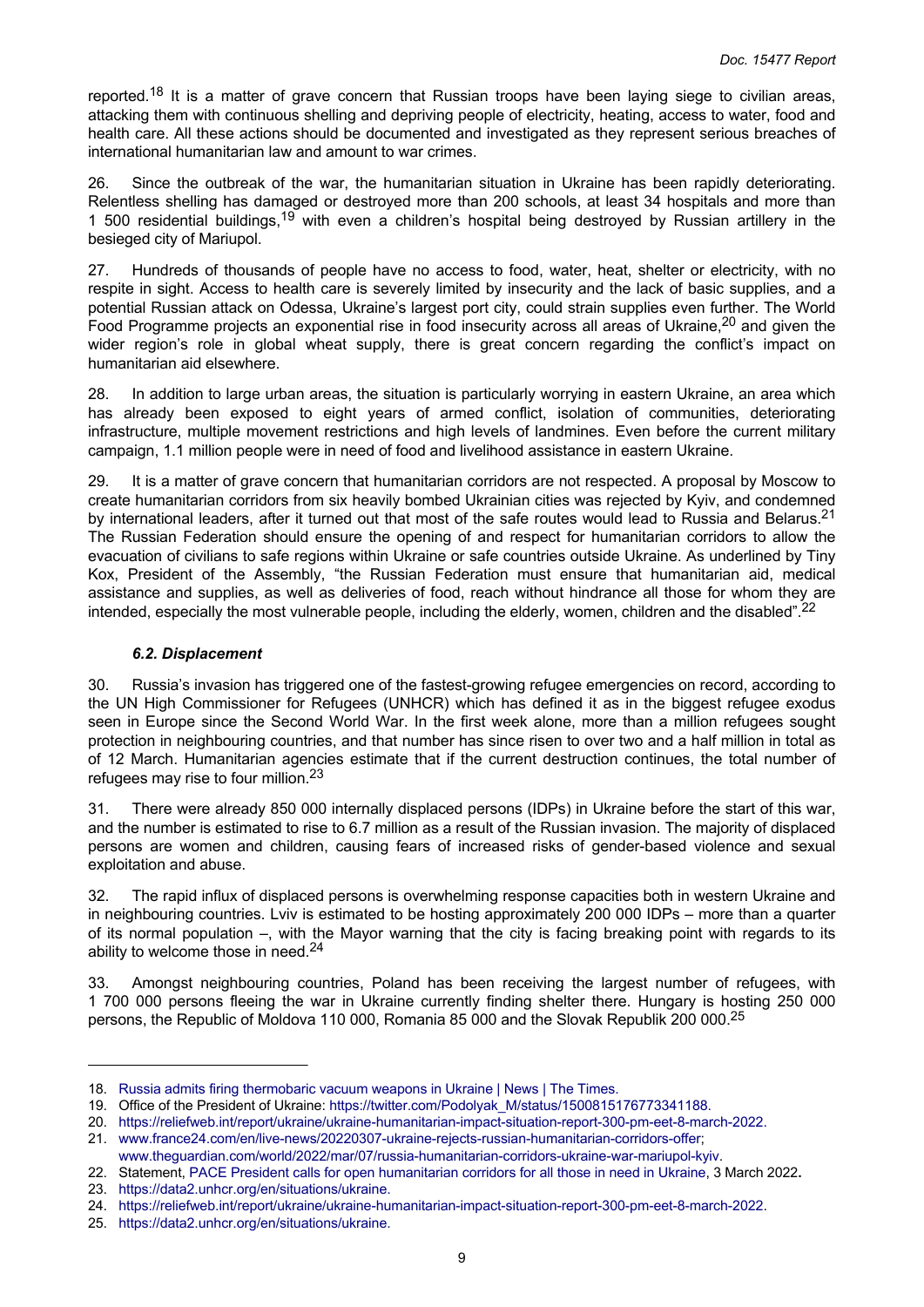reported.[18] It is a matter of grave concern that Russian troops have been laying siege to civilian areas, attacking them with continuous shelling and depriving people of electricity, heating, access to water, food and health care. All these actions should be documented and investigated as they represent serious breaches of international humanitarian law and amount to war crimes.

26. Since the outbreak of the war, the humanitarian situation in Ukraine has been rapidly deteriorating. Relentless shelling has damaged or destroyed more than 200 schools, at least 34 hospitals and more than 1 500 residential buildings,[19] with even a children's hospital being destroyed by Russian artillery in the besieged city of Mariupol.

27. Hundreds of thousands of people have no access to food, water, heat, shelter or electricity, with no respite in sight. Access to health care is severely limited by insecurity and the lack of basic supplies, and a potential Russian attack on Odessa, Ukraine's largest port city, could strain supplies even further. The World Food Programme projects an exponential rise in food insecurity across all areas of Ukraine,[20] and given the wider region's role in global wheat supply, there is great concern regarding the conflict's impact on humanitarian aid elsewhere.

28. In addition to large urban areas, the situation is particularly worrying in eastern Ukraine, an area which has already been exposed to eight years of armed conflict, isolation of communities, deteriorating infrastructure, multiple movement restrictions and high levels of landmines. Even before the current military campaign, 1.1 million people were in need of food and livelihood assistance in eastern Ukraine.

29. It is a matter of grave concern that humanitarian corridors are not respected. A proposal by Moscow to create humanitarian corridors from six heavily bombed Ukrainian cities was rejected by Kyiv, and condemned by international leaders, after it turned out that most of the safe routes would lead to Russia and Belarus.[21] The Russian Federation should ensure the opening of and respect for humanitarian corridors to allow the evacuation of civilians to safe regions within Ukraine or safe countries outside Ukraine. As underlined by Tiny Kox, President of the Assembly, "the Russian Federation must ensure that humanitarian aid, medical assistance and supplies, as well as deliveries of food, reach without hindrance all those for whom they are intended, especially the most vulnerable people, including the elderly, women, children and the disabled".[22]

### *6.2. Displacement*

30. Russia's invasion has triggered one of the fastest-growing refugee emergencies on record, according to the UN High Commissioner for Refugees (UNHCR) which has defined it as in the biggest refugee exodus seen in Europe since the Second World War. In the first week alone, more than a million refugees sought protection in neighbouring countries, and that number has since risen to over two and a half million in total as of 12 March. Humanitarian agencies estimate that if the current destruction continues, the total number of refugees may rise to four million.[23]

31. There were already 850 000 internally displaced persons (IDPs) in Ukraine before the start of this war, and the number is estimated to rise to 6.7 million as a result of the Russian invasion. The majority of displaced persons are women and children, causing fears of increased risks of gender-based violence and sexual exploitation and abuse.

32. The rapid influx of displaced persons is overwhelming response capacities both in western Ukraine and in neighbouring countries. Lviv is estimated to be hosting approximately 200 000 IDPs – more than a quarter of its normal population –, with the Mayor warning that the city is facing breaking point with regards to its ability to welcome those in need.[24]

33. Amongst neighbouring countries, Poland has been receiving the largest number of refugees, with 1 700 000 persons fleeing the war in Ukraine currently finding shelter there. Hungary is hosting 250 000 persons, the Republic of Moldova 110 000, Romania 85 000 and the Slovak Republik 200 000.[25]

---

18. Russia admits firing thermobaric vacuum weapons in Ukraine | News | The Times.
19. Office of the President of Ukraine: https://twitter.com/Podolyak_M/status/1500815176773341188.
20. https://reliefweb.int/report/ukraine/ukraine-humanitarian-impact-situation-report-300-pm-eet-8-march-2022.
21. www.france24.com/en/live-news/20220307-ukraine-rejects-russian-humanitarian-corridors-offer; www.theguardian.com/world/2022/mar/07/russia-humanitarian-corridors-ukraine-war-mariupol-kyiv.
22. Statement, PACE President calls for open humanitarian corridors for all those in need in Ukraine, 3 March 2022**.**
23. https://data2.unhcr.org/en/situations/ukraine.
24. https://reliefweb.int/report/ukraine/ukraine-humanitarian-impact-situation-report-300-pm-eet-8-march-2022.
25. https://data2.unhcr.org/en/situations/ukraine.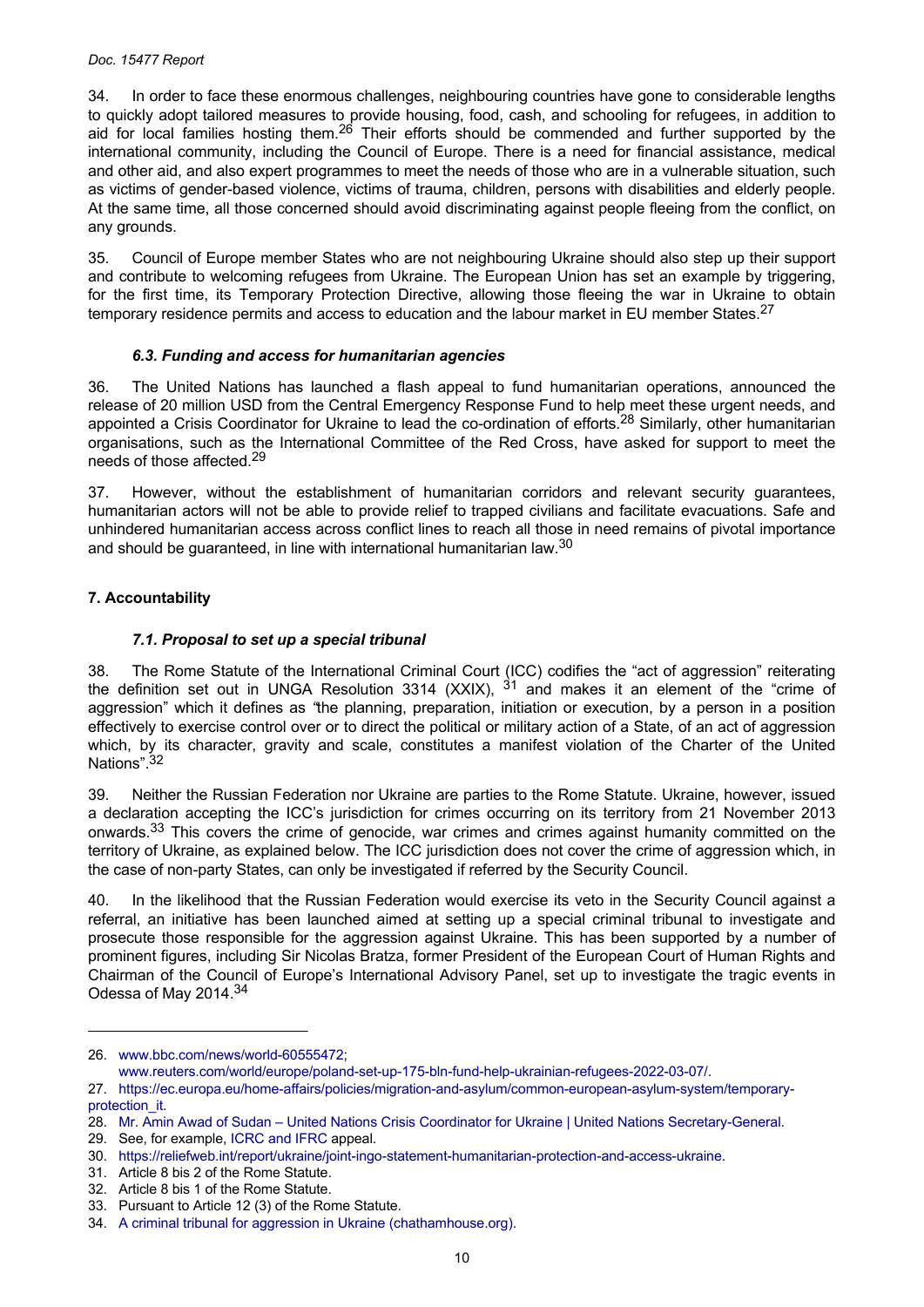34. In order to face these enormous challenges, neighbouring countries have gone to considerable lengths to quickly adopt tailored measures to provide housing, food, cash, and schooling for refugees, in addition to aid for local families hosting them.[26] Their efforts should be commended and further supported by the international community, including the Council of Europe. There is a need for financial assistance, medical and other aid, and also expert programmes to meet the needs of those who are in a vulnerable situation, such as victims of gender-based violence, victims of trauma, children, persons with disabilities and elderly people. At the same time, all those concerned should avoid discriminating against people fleeing from the conflict, on any grounds.

35. Council of Europe member States who are not neighbouring Ukraine should also step up their support and contribute to welcoming refugees from Ukraine. The European Union has set an example by triggering, for the first time, its Temporary Protection Directive, allowing those fleeing the war in Ukraine to obtain temporary residence permits and access to education and the labour market in EU member States.[27]

### *6.3. Funding and access for humanitarian agencies*

36. The United Nations has launched a flash appeal to fund humanitarian operations, announced the release of 20 million USD from the Central Emergency Response Fund to help meet these urgent needs, and appointed a Crisis Coordinator for Ukraine to lead the co-ordination of efforts.[28] Similarly, other humanitarian organisations, such as the International Committee of the Red Cross, have asked for support to meet the needs of those affected.[29]

37. However, without the establishment of humanitarian corridors and relevant security guarantees, humanitarian actors will not be able to provide relief to trapped civilians and facilitate evacuations. Safe and unhindered humanitarian access across conflict lines to reach all those in need remains of pivotal importance and should be guaranteed, in line with international humanitarian law.[30]

## 7. Accountability

### *7.1. Proposal to set up a special tribunal*

38. The Rome Statute of the International Criminal Court (ICC) codifies the "act of aggression" reiterating the definition set out in UNGA Resolution 3314 (XXIX), [31] and makes it an element of the "crime of aggression" which it defines as "the planning, preparation, initiation or execution, by a person in a position effectively to exercise control over or to direct the political or military action of a State, of an act of aggression which, by its character, gravity and scale, constitutes a manifest violation of the Charter of the United Nations".[32]

39. Neither the Russian Federation nor Ukraine are parties to the Rome Statute. Ukraine, however, issued a declaration accepting the ICC's jurisdiction for crimes occurring on its territory from 21 November 2013 onwards.[33] This covers the crime of genocide, war crimes and crimes against humanity committed on the territory of Ukraine, as explained below. The ICC jurisdiction does not cover the crime of aggression which, in the case of non-party States, can only be investigated if referred by the Security Council.

40. In the likelihood that the Russian Federation would exercise its veto in the Security Council against a referral, an initiative has been launched aimed at setting up a special criminal tribunal to investigate and prosecute those responsible for the aggression against Ukraine. This has been supported by a number of prominent figures, including Sir Nicolas Bratza, former President of the European Court of Human Rights and Chairman of the Council of Europe's International Advisory Panel, set up to investigate the tragic events in Odessa of May 2014.[34]

---

26. www.bbc.com/news/world-60555472; www.reuters.com/world/europe/poland-set-up-175-bln-fund-help-ukrainian-refugees-2022-03-07/.
27. https://ec.europa.eu/home-affairs/policies/migration-and-asylum/common-european-asylum-system/temporary-protection_it.
28. Mr. Amin Awad of Sudan – United Nations Crisis Coordinator for Ukraine | United Nations Secretary-General.
29. See, for example, ICRC and IFRC appeal.
30. https://reliefweb.int/report/ukraine/joint-ingo-statement-humanitarian-protection-and-access-ukraine.
31. Article 8 bis 2 of the Rome Statute.
32. Article 8 bis 1 of the Rome Statute.
33. Pursuant to Article 12 (3) of the Rome Statute.
34. A criminal tribunal for aggression in Ukraine (chathamhouse.org).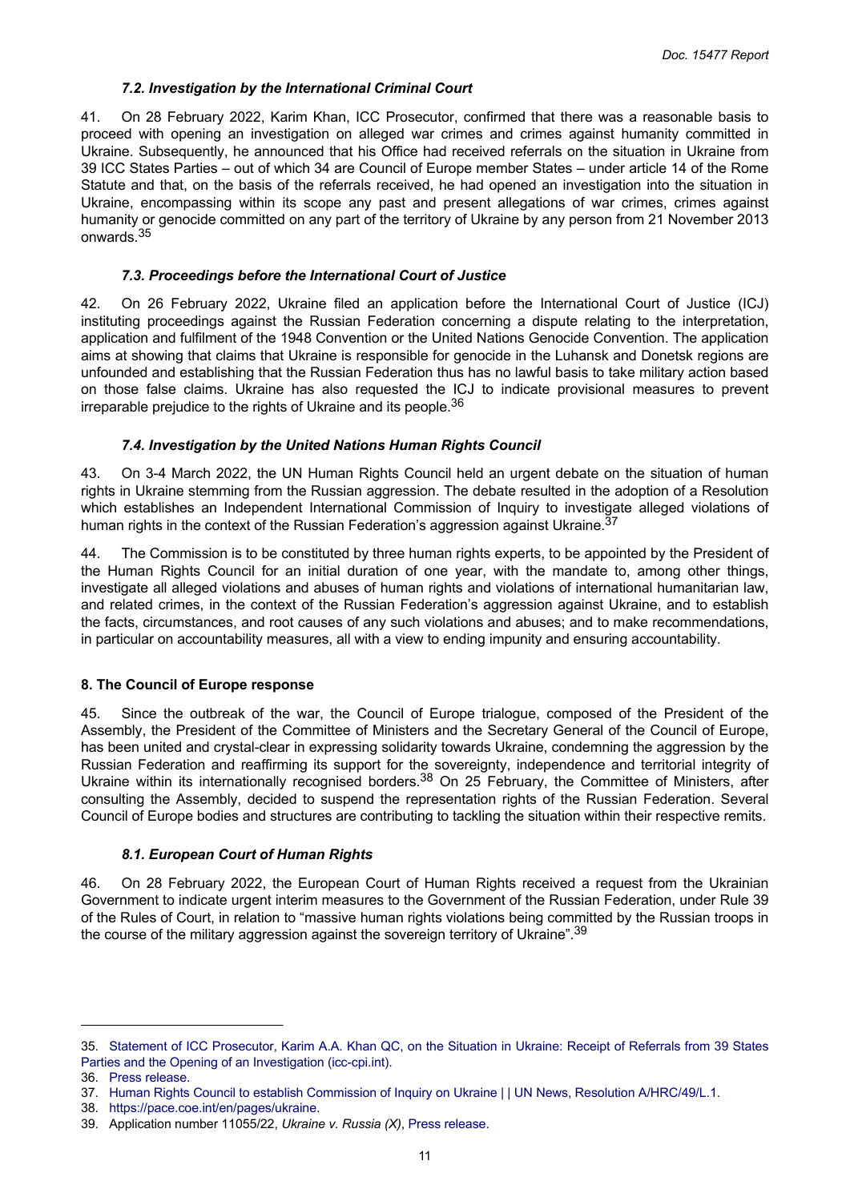### *7.2. Investigation by the International Criminal Court*

41. On 28 February 2022, Karim Khan, ICC Prosecutor, confirmed that there was a reasonable basis to proceed with opening an investigation on alleged war crimes and crimes against humanity committed in Ukraine. Subsequently, he announced that his Office had received referrals on the situation in Ukraine from 39 ICC States Parties – out of which 34 are Council of Europe member States – under article 14 of the Rome Statute and that, on the basis of the referrals received, he had opened an investigation into the situation in Ukraine, encompassing within its scope any past and present allegations of war crimes, crimes against humanity or genocide committed on any part of the territory of Ukraine by any person from 21 November 2013 onwards.[35]

### *7.3. Proceedings before the International Court of Justice*

42. On 26 February 2022, Ukraine filed an application before the International Court of Justice (ICJ) instituting proceedings against the Russian Federation concerning a dispute relating to the interpretation, application and fulfilment of the 1948 Convention or the United Nations Genocide Convention. The application aims at showing that claims that Ukraine is responsible for genocide in the Luhansk and Donetsk regions are unfounded and establishing that the Russian Federation thus has no lawful basis to take military action based on those false claims. Ukraine has also requested the ICJ to indicate provisional measures to prevent irreparable prejudice to the rights of Ukraine and its people.[36]

### *7.4. Investigation by the United Nations Human Rights Council*

43. On 3-4 March 2022, the UN Human Rights Council held an urgent debate on the situation of human rights in Ukraine stemming from the Russian aggression. The debate resulted in the adoption of a Resolution which establishes an Independent International Commission of Inquiry to investigate alleged violations of human rights in the context of the Russian Federation's aggression against Ukraine.[37]

44. The Commission is to be constituted by three human rights experts, to be appointed by the President of the Human Rights Council for an initial duration of one year, with the mandate to, among other things, investigate all alleged violations and abuses of human rights and violations of international humanitarian law, and related crimes, in the context of the Russian Federation's aggression against Ukraine, and to establish the facts, circumstances, and root causes of any such violations and abuses; and to make recommendations, in particular on accountability measures, all with a view to ending impunity and ensuring accountability.

## **8. The Council of Europe response**

45. Since the outbreak of the war, the Council of Europe trialogue, composed of the President of the Assembly, the President of the Committee of Ministers and the Secretary General of the Council of Europe, has been united and crystal-clear in expressing solidarity towards Ukraine, condemning the aggression by the Russian Federation and reaffirming its support for the sovereignty, independence and territorial integrity of Ukraine within its internationally recognised borders.[38] On 25 February, the Committee of Ministers, after consulting the Assembly, decided to suspend the representation rights of the Russian Federation. Several Council of Europe bodies and structures are contributing to tackling the situation within their respective remits.

### *8.1. European Court of Human Rights*

46. On 28 February 2022, the European Court of Human Rights received a request from the Ukrainian Government to indicate urgent interim measures to the Government of the Russian Federation, under Rule 39 of the Rules of Court, in relation to "massive human rights violations being committed by the Russian troops in the course of the military aggression against the sovereign territory of Ukraine".[39]

---

35. Statement of ICC Prosecutor, Karim A.A. Khan QC, on the Situation in Ukraine: Receipt of Referrals from 39 States Parties and the Opening of an Investigation (icc-cpi.int).
36. Press release.
37. Human Rights Council to establish Commission of Inquiry on Ukraine | | UN News, Resolution A/HRC/49/L.1.
38. https://pace.coe.int/en/pages/ukraine.
39. Application number 11055/22, *Ukraine v. Russia (X)*, Press release.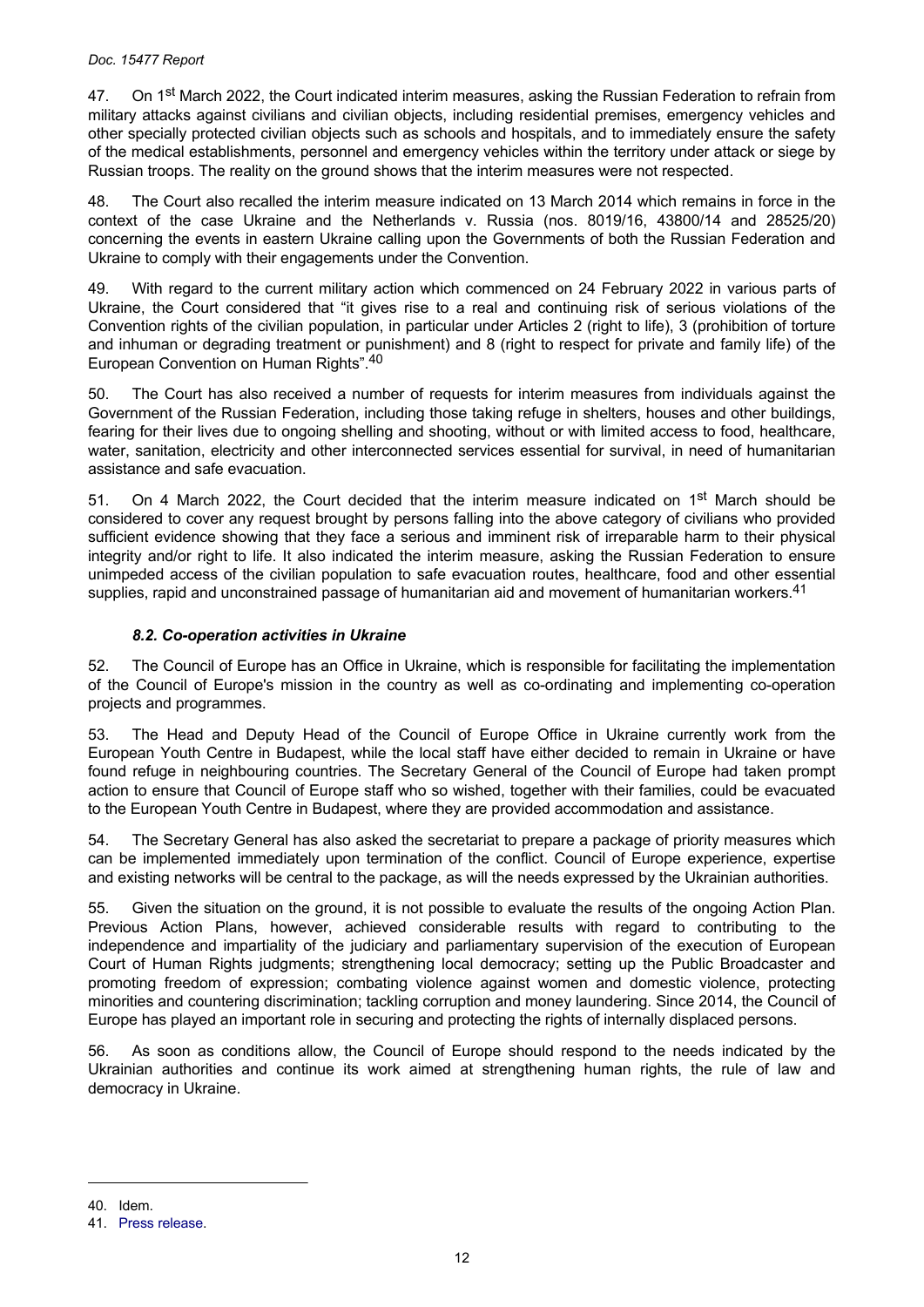47. On 1st March 2022, the Court indicated interim measures, asking the Russian Federation to refrain from military attacks against civilians and civilian objects, including residential premises, emergency vehicles and other specially protected civilian objects such as schools and hospitals, and to immediately ensure the safety of the medical establishments, personnel and emergency vehicles within the territory under attack or siege by Russian troops. The reality on the ground shows that the interim measures were not respected.

48. The Court also recalled the interim measure indicated on 13 March 2014 which remains in force in the context of the case Ukraine and the Netherlands v. Russia (nos. 8019/16, 43800/14 and 28525/20) concerning the events in eastern Ukraine calling upon the Governments of both the Russian Federation and Ukraine to comply with their engagements under the Convention.

49. With regard to the current military action which commenced on 24 February 2022 in various parts of Ukraine, the Court considered that "it gives rise to a real and continuing risk of serious violations of the Convention rights of the civilian population, in particular under Articles 2 (right to life), 3 (prohibition of torture and inhuman or degrading treatment or punishment) and 8 (right to respect for private and family life) of the European Convention on Human Rights".[40]

50. The Court has also received a number of requests for interim measures from individuals against the Government of the Russian Federation, including those taking refuge in shelters, houses and other buildings, fearing for their lives due to ongoing shelling and shooting, without or with limited access to food, healthcare, water, sanitation, electricity and other interconnected services essential for survival, in need of humanitarian assistance and safe evacuation.

51. On 4 March 2022, the Court decided that the interim measure indicated on 1st March should be considered to cover any request brought by persons falling into the above category of civilians who provided sufficient evidence showing that they face a serious and imminent risk of irreparable harm to their physical integrity and/or right to life. It also indicated the interim measure, asking the Russian Federation to ensure unimpeded access of the civilian population to safe evacuation routes, healthcare, food and other essential supplies, rapid and unconstrained passage of humanitarian aid and movement of humanitarian workers.[41]

### *8.2. Co-operation activities in Ukraine*

52. The Council of Europe has an Office in Ukraine, which is responsible for facilitating the implementation of the Council of Europe's mission in the country as well as co-ordinating and implementing co-operation projects and programmes.

53. The Head and Deputy Head of the Council of Europe Office in Ukraine currently work from the European Youth Centre in Budapest, while the local staff have either decided to remain in Ukraine or have found refuge in neighbouring countries. The Secretary General of the Council of Europe had taken prompt action to ensure that Council of Europe staff who so wished, together with their families, could be evacuated to the European Youth Centre in Budapest, where they are provided accommodation and assistance.

54. The Secretary General has also asked the secretariat to prepare a package of priority measures which can be implemented immediately upon termination of the conflict. Council of Europe experience, expertise and existing networks will be central to the package, as will the needs expressed by the Ukrainian authorities.

55. Given the situation on the ground, it is not possible to evaluate the results of the ongoing Action Plan. Previous Action Plans, however, achieved considerable results with regard to contributing to the independence and impartiality of the judiciary and parliamentary supervision of the execution of European Court of Human Rights judgments; strengthening local democracy; setting up the Public Broadcaster and promoting freedom of expression; combating violence against women and domestic violence, protecting minorities and countering discrimination; tackling corruption and money laundering. Since 2014, the Council of Europe has played an important role in securing and protecting the rights of internally displaced persons.

56. As soon as conditions allow, the Council of Europe should respond to the needs indicated by the Ukrainian authorities and continue its work aimed at strengthening human rights, the rule of law and democracy in Ukraine.

---

40. Idem.

41. Press release.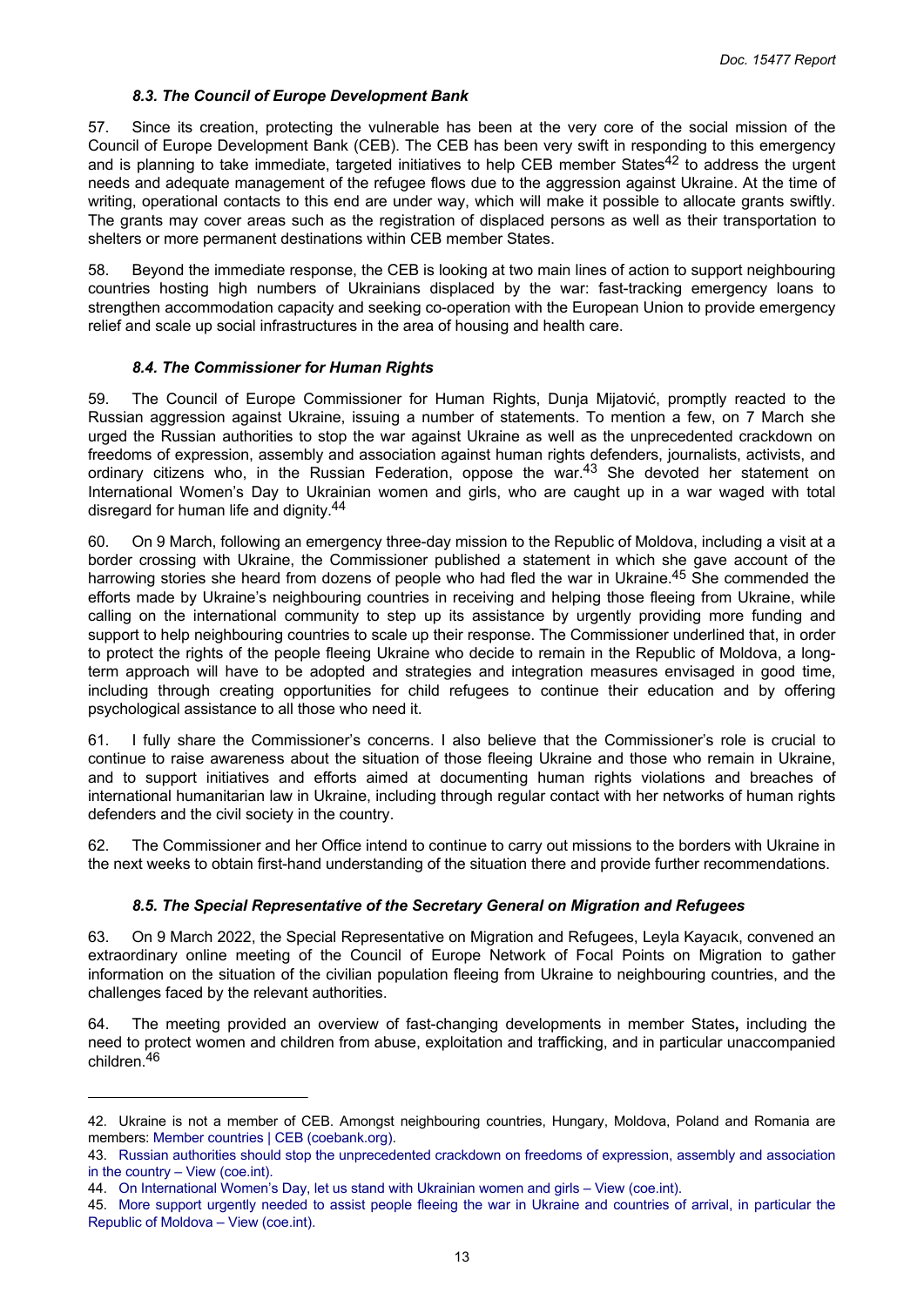### *8.3. The Council of Europe Development Bank*

57. Since its creation, protecting the vulnerable has been at the very core of the social mission of the Council of Europe Development Bank (CEB). The CEB has been very swift in responding to this emergency and is planning to take immediate, targeted initiatives to help CEB member States[42] to address the urgent needs and adequate management of the refugee flows due to the aggression against Ukraine. At the time of writing, operational contacts to this end are under way, which will make it possible to allocate grants swiftly. The grants may cover areas such as the registration of displaced persons as well as their transportation to shelters or more permanent destinations within CEB member States.

58. Beyond the immediate response, the CEB is looking at two main lines of action to support neighbouring countries hosting high numbers of Ukrainians displaced by the war: fast-tracking emergency loans to strengthen accommodation capacity and seeking co-operation with the European Union to provide emergency relief and scale up social infrastructures in the area of housing and health care.

### *8.4. The Commissioner for Human Rights*

59. The Council of Europe Commissioner for Human Rights, Dunja Mijatović, promptly reacted to the Russian aggression against Ukraine, issuing a number of statements. To mention a few, on 7 March she urged the Russian authorities to stop the war against Ukraine as well as the unprecedented crackdown on freedoms of expression, assembly and association against human rights defenders, journalists, activists, and ordinary citizens who, in the Russian Federation, oppose the war.[43] She devoted her statement on International Women's Day to Ukrainian women and girls, who are caught up in a war waged with total disregard for human life and dignity.[44]

60. On 9 March, following an emergency three-day mission to the Republic of Moldova, including a visit at a border crossing with Ukraine, the Commissioner published a statement in which she gave account of the harrowing stories she heard from dozens of people who had fled the war in Ukraine.[45] She commended the efforts made by Ukraine's neighbouring countries in receiving and helping those fleeing from Ukraine, while calling on the international community to step up its assistance by urgently providing more funding and support to help neighbouring countries to scale up their response. The Commissioner underlined that, in order to protect the rights of the people fleeing Ukraine who decide to remain in the Republic of Moldova, a long-term approach will have to be adopted and strategies and integration measures envisaged in good time, including through creating opportunities for child refugees to continue their education and by offering psychological assistance to all those who need it.

61. I fully share the Commissioner's concerns. I also believe that the Commissioner's role is crucial to continue to raise awareness about the situation of those fleeing Ukraine and those who remain in Ukraine, and to support initiatives and efforts aimed at documenting human rights violations and breaches of international humanitarian law in Ukraine, including through regular contact with her networks of human rights defenders and the civil society in the country.

62. The Commissioner and her Office intend to continue to carry out missions to the borders with Ukraine in the next weeks to obtain first-hand understanding of the situation there and provide further recommendations.

### *8.5. The Special Representative of the Secretary General on Migration and Refugees*

63. On 9 March 2022, the Special Representative on Migration and Refugees, Leyla Kayacık, convened an extraordinary online meeting of the Council of Europe Network of Focal Points on Migration to gather information on the situation of the civilian population fleeing from Ukraine to neighbouring countries, and the challenges faced by the relevant authorities.

64. The meeting provided an overview of fast-changing developments in member States**,** including the need to protect women and children from abuse, exploitation and trafficking, and in particular unaccompanied children.[46]

---

42. Ukraine is not a member of CEB. Amongst neighbouring countries, Hungary, Moldova, Poland and Romania are members: Member countries | CEB (coebank.org).

43. Russian authorities should stop the unprecedented crackdown on freedoms of expression, assembly and association in the country – View (coe.int).

44. On International Women's Day, let us stand with Ukrainian women and girls – View (coe.int).

45. More support urgently needed to assist people fleeing the war in Ukraine and countries of arrival, in particular the Republic of Moldova – View (coe.int).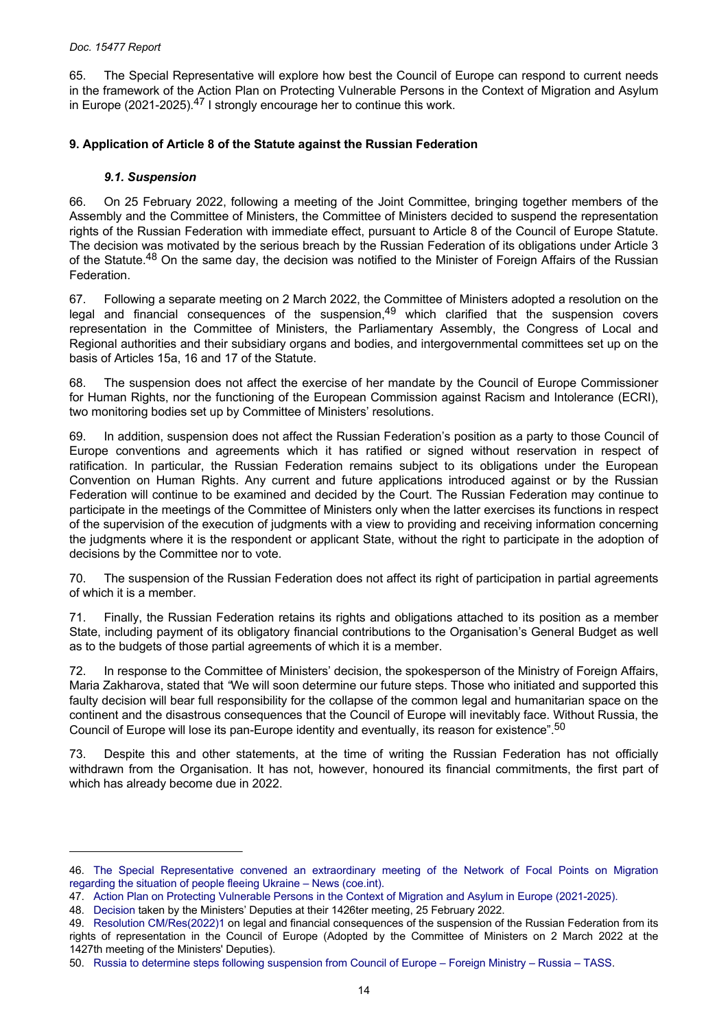65. The Special Representative will explore how best the Council of Europe can respond to current needs in the framework of the Action Plan on Protecting Vulnerable Persons in the Context of Migration and Asylum in Europe (2021-2025).[47] I strongly encourage her to continue this work.

## 9. Application of Article 8 of the Statute against the Russian Federation

### *9.1. Suspension*

66. On 25 February 2022, following a meeting of the Joint Committee, bringing together members of the Assembly and the Committee of Ministers, the Committee of Ministers decided to suspend the representation rights of the Russian Federation with immediate effect, pursuant to Article 8 of the Council of Europe Statute. The decision was motivated by the serious breach by the Russian Federation of its obligations under Article 3 of the Statute.[48] On the same day, the decision was notified to the Minister of Foreign Affairs of the Russian Federation.

67. Following a separate meeting on 2 March 2022, the Committee of Ministers adopted a resolution on the legal and financial consequences of the suspension,[49] which clarified that the suspension covers representation in the Committee of Ministers, the Parliamentary Assembly, the Congress of Local and Regional authorities and their subsidiary organs and bodies, and intergovernmental committees set up on the basis of Articles 15a, 16 and 17 of the Statute.

68. The suspension does not affect the exercise of her mandate by the Council of Europe Commissioner for Human Rights, nor the functioning of the European Commission against Racism and Intolerance (ECRI), two monitoring bodies set up by Committee of Ministers' resolutions.

69. In addition, suspension does not affect the Russian Federation's position as a party to those Council of Europe conventions and agreements which it has ratified or signed without reservation in respect of ratification. In particular, the Russian Federation remains subject to its obligations under the European Convention on Human Rights. Any current and future applications introduced against or by the Russian Federation will continue to be examined and decided by the Court. The Russian Federation may continue to participate in the meetings of the Committee of Ministers only when the latter exercises its functions in respect of the supervision of the execution of judgments with a view to providing and receiving information concerning the judgments where it is the respondent or applicant State, without the right to participate in the adoption of decisions by the Committee nor to vote.

70. The suspension of the Russian Federation does not affect its right of participation in partial agreements of which it is a member.

71. Finally, the Russian Federation retains its rights and obligations attached to its position as a member State, including payment of its obligatory financial contributions to the Organisation's General Budget as well as to the budgets of those partial agreements of which it is a member.

72. In response to the Committee of Ministers' decision, the spokesperson of the Ministry of Foreign Affairs, Maria Zakharova, stated that "We will soon determine our future steps. Those who initiated and supported this faulty decision will bear full responsibility for the collapse of the common legal and humanitarian space on the continent and the disastrous consequences that the Council of Europe will inevitably face. Without Russia, the Council of Europe will lose its pan-Europe identity and eventually, its reason for existence".[50]

73. Despite this and other statements, at the time of writing the Russian Federation has not officially withdrawn from the Organisation. It has not, however, honoured its financial commitments, the first part of which has already become due in 2022.

---

46. The Special Representative convened an extraordinary meeting of the Network of Focal Points on Migration regarding the situation of people fleeing Ukraine – News (coe.int).

47. Action Plan on Protecting Vulnerable Persons in the Context of Migration and Asylum in Europe (2021-2025).

48. Decision taken by the Ministers' Deputies at their 1426ter meeting, 25 February 2022.

49. Resolution CM/Res(2022)1 on legal and financial consequences of the suspension of the Russian Federation from its rights of representation in the Council of Europe (Adopted by the Committee of Ministers on 2 March 2022 at the 1427th meeting of the Ministers' Deputies).

50. Russia to determine steps following suspension from Council of Europe – Foreign Ministry – Russia – TASS.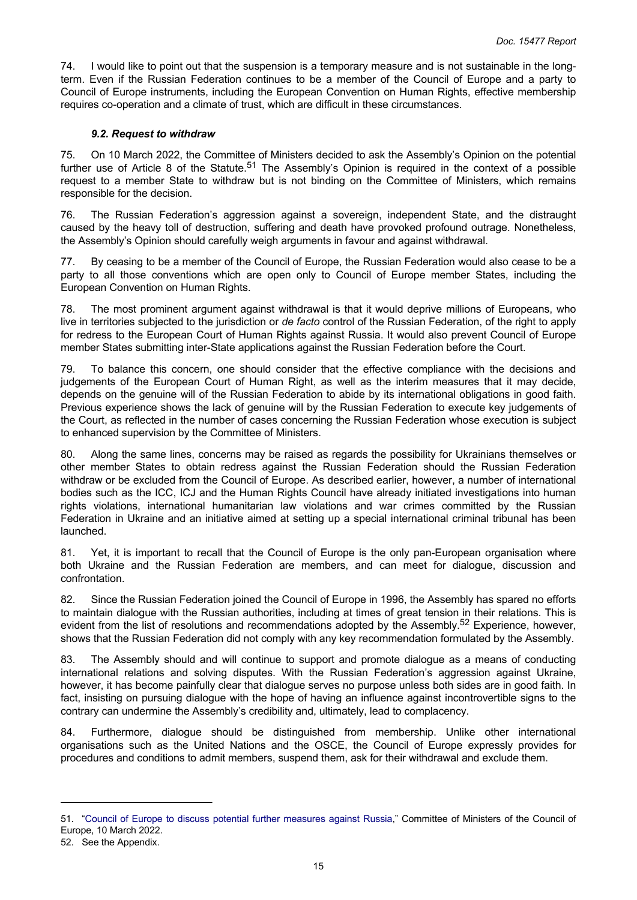74. I would like to point out that the suspension is a temporary measure and is not sustainable in the long-term. Even if the Russian Federation continues to be a member of the Council of Europe and a party to Council of Europe instruments, including the European Convention on Human Rights, effective membership requires co-operation and a climate of trust, which are difficult in these circumstances.

### *9.2. Request to withdraw*

75. On 10 March 2022, the Committee of Ministers decided to ask the Assembly's Opinion on the potential further use of Article 8 of the Statute.[51] The Assembly's Opinion is required in the context of a possible request to a member State to withdraw but is not binding on the Committee of Ministers, which remains responsible for the decision.

76. The Russian Federation's aggression against a sovereign, independent State, and the distraught caused by the heavy toll of destruction, suffering and death have provoked profound outrage. Nonetheless, the Assembly's Opinion should carefully weigh arguments in favour and against withdrawal.

77. By ceasing to be a member of the Council of Europe, the Russian Federation would also cease to be a party to all those conventions which are open only to Council of Europe member States, including the European Convention on Human Rights.

78. The most prominent argument against withdrawal is that it would deprive millions of Europeans, who live in territories subjected to the jurisdiction or *de facto* control of the Russian Federation, of the right to apply for redress to the European Court of Human Rights against Russia. It would also prevent Council of Europe member States submitting inter-State applications against the Russian Federation before the Court.

79. To balance this concern, one should consider that the effective compliance with the decisions and judgements of the European Court of Human Right, as well as the interim measures that it may decide, depends on the genuine will of the Russian Federation to abide by its international obligations in good faith. Previous experience shows the lack of genuine will by the Russian Federation to execute key judgements of the Court, as reflected in the number of cases concerning the Russian Federation whose execution is subject to enhanced supervision by the Committee of Ministers.

80. Along the same lines, concerns may be raised as regards the possibility for Ukrainians themselves or other member States to obtain redress against the Russian Federation should the Russian Federation withdraw or be excluded from the Council of Europe. As described earlier, however, a number of international bodies such as the ICC, ICJ and the Human Rights Council have already initiated investigations into human rights violations, international humanitarian law violations and war crimes committed by the Russian Federation in Ukraine and an initiative aimed at setting up a special international criminal tribunal has been launched.

81. Yet, it is important to recall that the Council of Europe is the only pan-European organisation where both Ukraine and the Russian Federation are members, and can meet for dialogue, discussion and confrontation.

82. Since the Russian Federation joined the Council of Europe in 1996, the Assembly has spared no efforts to maintain dialogue with the Russian authorities, including at times of great tension in their relations. This is evident from the list of resolutions and recommendations adopted by the Assembly.[52] Experience, however, shows that the Russian Federation did not comply with any key recommendation formulated by the Assembly.

83. The Assembly should and will continue to support and promote dialogue as a means of conducting international relations and solving disputes. With the Russian Federation's aggression against Ukraine, however, it has become painfully clear that dialogue serves no purpose unless both sides are in good faith. In fact, insisting on pursuing dialogue with the hope of having an influence against incontrovertible signs to the contrary can undermine the Assembly's credibility and, ultimately, lead to complacency.

84. Furthermore, dialogue should be distinguished from membership. Unlike other international organisations such as the United Nations and the OSCE, the Council of Europe expressly provides for procedures and conditions to admit members, suspend them, ask for their withdrawal and exclude them.

---

51. "Council of Europe to discuss potential further measures against Russia," Committee of Ministers of the Council of Europe, 10 March 2022.

52. See the Appendix.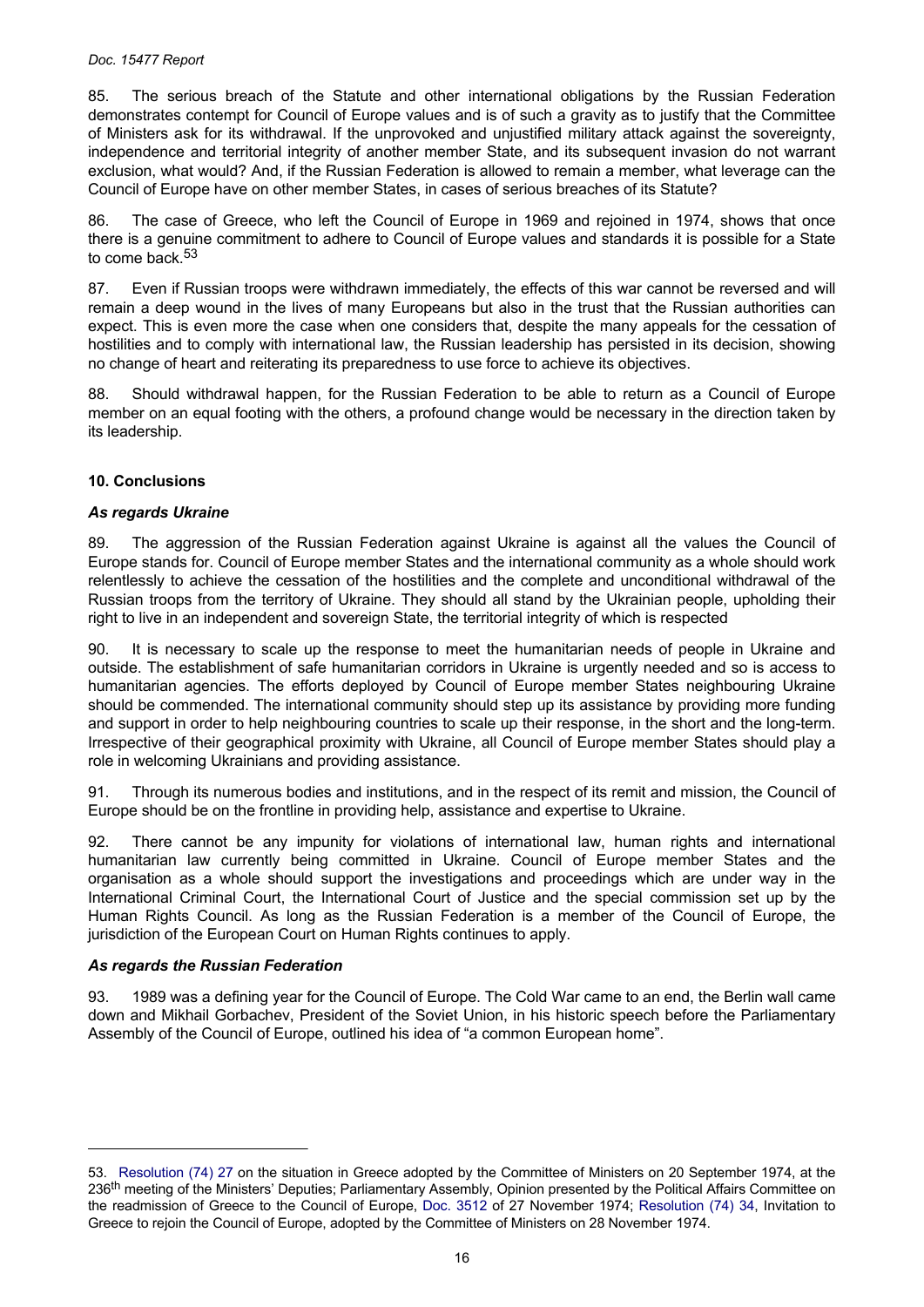85. The serious breach of the Statute and other international obligations by the Russian Federation demonstrates contempt for Council of Europe values and is of such a gravity as to justify that the Committee of Ministers ask for its withdrawal. If the unprovoked and unjustified military attack against the sovereignty, independence and territorial integrity of another member State, and its subsequent invasion do not warrant exclusion, what would? And, if the Russian Federation is allowed to remain a member, what leverage can the Council of Europe have on other member States, in cases of serious breaches of its Statute?

86. The case of Greece, who left the Council of Europe in 1969 and rejoined in 1974, shows that once there is a genuine commitment to adhere to Council of Europe values and standards it is possible for a State to come back.[53]

87. Even if Russian troops were withdrawn immediately, the effects of this war cannot be reversed and will remain a deep wound in the lives of many Europeans but also in the trust that the Russian authorities can expect. This is even more the case when one considers that, despite the many appeals for the cessation of hostilities and to comply with international law, the Russian leadership has persisted in its decision, showing no change of heart and reiterating its preparedness to use force to achieve its objectives.

88. Should withdrawal happen, for the Russian Federation to be able to return as a Council of Europe member on an equal footing with the others, a profound change would be necessary in the direction taken by its leadership.

## 10. Conclusions

### *As regards Ukraine*

89. The aggression of the Russian Federation against Ukraine is against all the values the Council of Europe stands for. Council of Europe member States and the international community as a whole should work relentlessly to achieve the cessation of the hostilities and the complete and unconditional withdrawal of the Russian troops from the territory of Ukraine. They should all stand by the Ukrainian people, upholding their right to live in an independent and sovereign State, the territorial integrity of which is respected

90. It is necessary to scale up the response to meet the humanitarian needs of people in Ukraine and outside. The establishment of safe humanitarian corridors in Ukraine is urgently needed and so is access to humanitarian agencies. The efforts deployed by Council of Europe member States neighbouring Ukraine should be commended. The international community should step up its assistance by providing more funding and support in order to help neighbouring countries to scale up their response, in the short and the long-term. Irrespective of their geographical proximity with Ukraine, all Council of Europe member States should play a role in welcoming Ukrainians and providing assistance.

91. Through its numerous bodies and institutions, and in the respect of its remit and mission, the Council of Europe should be on the frontline in providing help, assistance and expertise to Ukraine.

92. There cannot be any impunity for violations of international law, human rights and international humanitarian law currently being committed in Ukraine. Council of Europe member States and the organisation as a whole should support the investigations and proceedings which are under way in the International Criminal Court, the International Court of Justice and the special commission set up by the Human Rights Council. As long as the Russian Federation is a member of the Council of Europe, the jurisdiction of the European Court on Human Rights continues to apply.

### *As regards the Russian Federation*

93. 1989 was a defining year for the Council of Europe. The Cold War came to an end, the Berlin wall came down and Mikhail Gorbachev, President of the Soviet Union, in his historic speech before the Parliamentary Assembly of the Council of Europe, outlined his idea of "a common European home".

---

53. Resolution (74) 27 on the situation in Greece adopted by the Committee of Ministers on 20 September 1974, at the 236th meeting of the Ministers' Deputies; Parliamentary Assembly, Opinion presented by the Political Affairs Committee on the readmission of Greece to the Council of Europe, Doc. 3512 of 27 November 1974; Resolution (74) 34, Invitation to Greece to rejoin the Council of Europe, adopted by the Committee of Ministers on 28 November 1974.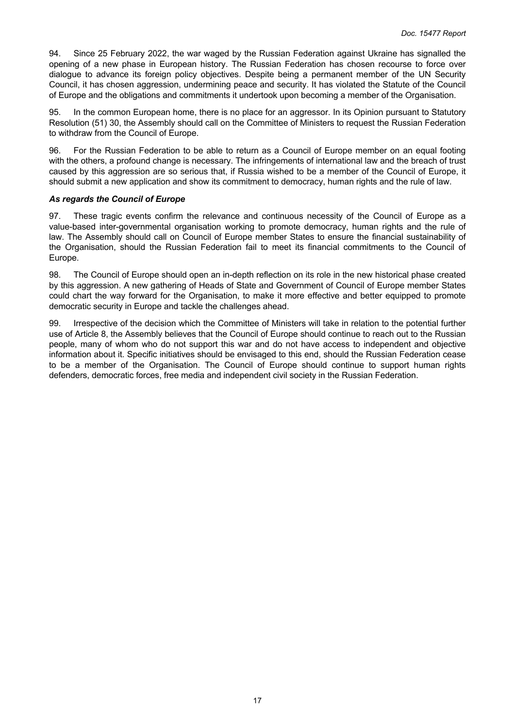94. Since 25 February 2022, the war waged by the Russian Federation against Ukraine has signalled the opening of a new phase in European history. The Russian Federation has chosen recourse to force over dialogue to advance its foreign policy objectives. Despite being a permanent member of the UN Security Council, it has chosen aggression, undermining peace and security. It has violated the Statute of the Council of Europe and the obligations and commitments it undertook upon becoming a member of the Organisation.

95. In the common European home, there is no place for an aggressor. In its Opinion pursuant to Statutory Resolution (51) 30, the Assembly should call on the Committee of Ministers to request the Russian Federation to withdraw from the Council of Europe.

96. For the Russian Federation to be able to return as a Council of Europe member on an equal footing with the others, a profound change is necessary. The infringements of international law and the breach of trust caused by this aggression are so serious that, if Russia wished to be a member of the Council of Europe, it should submit a new application and show its commitment to democracy, human rights and the rule of law.

***As regards the Council of Europe***

97. These tragic events confirm the relevance and continuous necessity of the Council of Europe as a value-based inter-governmental organisation working to promote democracy, human rights and the rule of law. The Assembly should call on Council of Europe member States to ensure the financial sustainability of the Organisation, should the Russian Federation fail to meet its financial commitments to the Council of Europe.

98. The Council of Europe should open an in-depth reflection on its role in the new historical phase created by this aggression. A new gathering of Heads of State and Government of Council of Europe member States could chart the way forward for the Organisation, to make it more effective and better equipped to promote democratic security in Europe and tackle the challenges ahead.

99. Irrespective of the decision which the Committee of Ministers will take in relation to the potential further use of Article 8, the Assembly believes that the Council of Europe should continue to reach out to the Russian people, many of whom who do not support this war and do not have access to independent and objective information about it. Specific initiatives should be envisaged to this end, should the Russian Federation cease to be a member of the Organisation. The Council of Europe should continue to support human rights defenders, democratic forces, free media and independent civil society in the Russian Federation.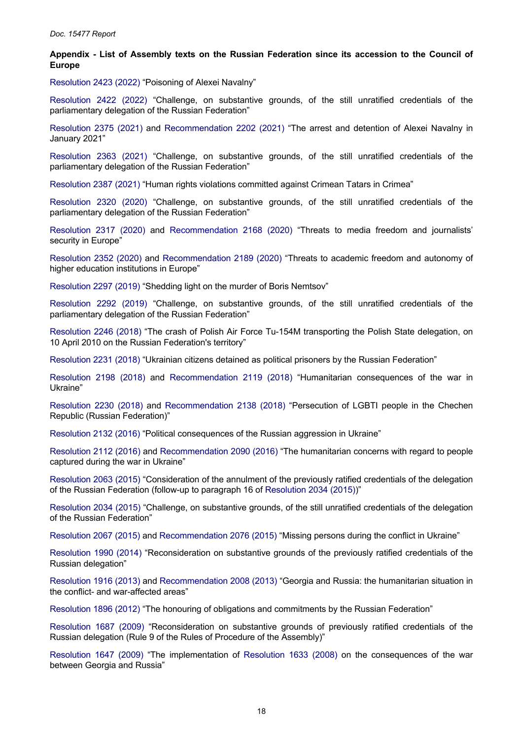**Appendix - List of Assembly texts on the Russian Federation since its accession to the Council of Europe**

Resolution 2423 (2022) “Poisoning of Alexei Navalny”

Resolution 2422 (2022) “Challenge, on substantive grounds, of the still unratified credentials of the parliamentary delegation of the Russian Federation”

Resolution 2375 (2021) and Recommendation 2202 (2021) “The arrest and detention of Alexei Navalny in January 2021”

Resolution 2363 (2021) “Challenge, on substantive grounds, of the still unratified credentials of the parliamentary delegation of the Russian Federation”

Resolution 2387 (2021) “Human rights violations committed against Crimean Tatars in Crimea”

Resolution 2320 (2020) “Challenge, on substantive grounds, of the still unratified credentials of the parliamentary delegation of the Russian Federation”

Resolution 2317 (2020) and Recommendation 2168 (2020) “Threats to media freedom and journalists’ security in Europe”

Resolution 2352 (2020) and Recommendation 2189 (2020) “Threats to academic freedom and autonomy of higher education institutions in Europe”

Resolution 2297 (2019) “Shedding light on the murder of Boris Nemtsov”

Resolution 2292 (2019) “Challenge, on substantive grounds, of the still unratified credentials of the parliamentary delegation of the Russian Federation”

Resolution 2246 (2018) “The crash of Polish Air Force Tu-154M transporting the Polish State delegation, on 10 April 2010 on the Russian Federation's territory”

Resolution 2231 (2018) “Ukrainian citizens detained as political prisoners by the Russian Federation”

Resolution 2198 (2018) and Recommendation 2119 (2018) “Humanitarian consequences of the war in Ukraine”

Resolution 2230 (2018) and Recommendation 2138 (2018) “Persecution of LGBTI people in the Chechen Republic (Russian Federation)”

Resolution 2132 (2016) “Political consequences of the Russian aggression in Ukraine”

Resolution 2112 (2016) and Recommendation 2090 (2016) “The humanitarian concerns with regard to people captured during the war in Ukraine”

Resolution 2063 (2015) “Consideration of the annulment of the previously ratified credentials of the delegation of the Russian Federation (follow-up to paragraph 16 of Resolution 2034 (2015))”

Resolution 2034 (2015) “Challenge, on substantive grounds, of the still unratified credentials of the delegation of the Russian Federation”

Resolution 2067 (2015) and Recommendation 2076 (2015) “Missing persons during the conflict in Ukraine”

Resolution 1990 (2014) “Reconsideration on substantive grounds of the previously ratified credentials of the Russian delegation”

Resolution 1916 (2013) and Recommendation 2008 (2013) “Georgia and Russia: the humanitarian situation in the conflict- and war-affected areas”

Resolution 1896 (2012) “The honouring of obligations and commitments by the Russian Federation”

Resolution 1687 (2009) “Reconsideration on substantive grounds of previously ratified credentials of the Russian delegation (Rule 9 of the Rules of Procedure of the Assembly)”

Resolution 1647 (2009) “The implementation of Resolution 1633 (2008) on the consequences of the war between Georgia and Russia”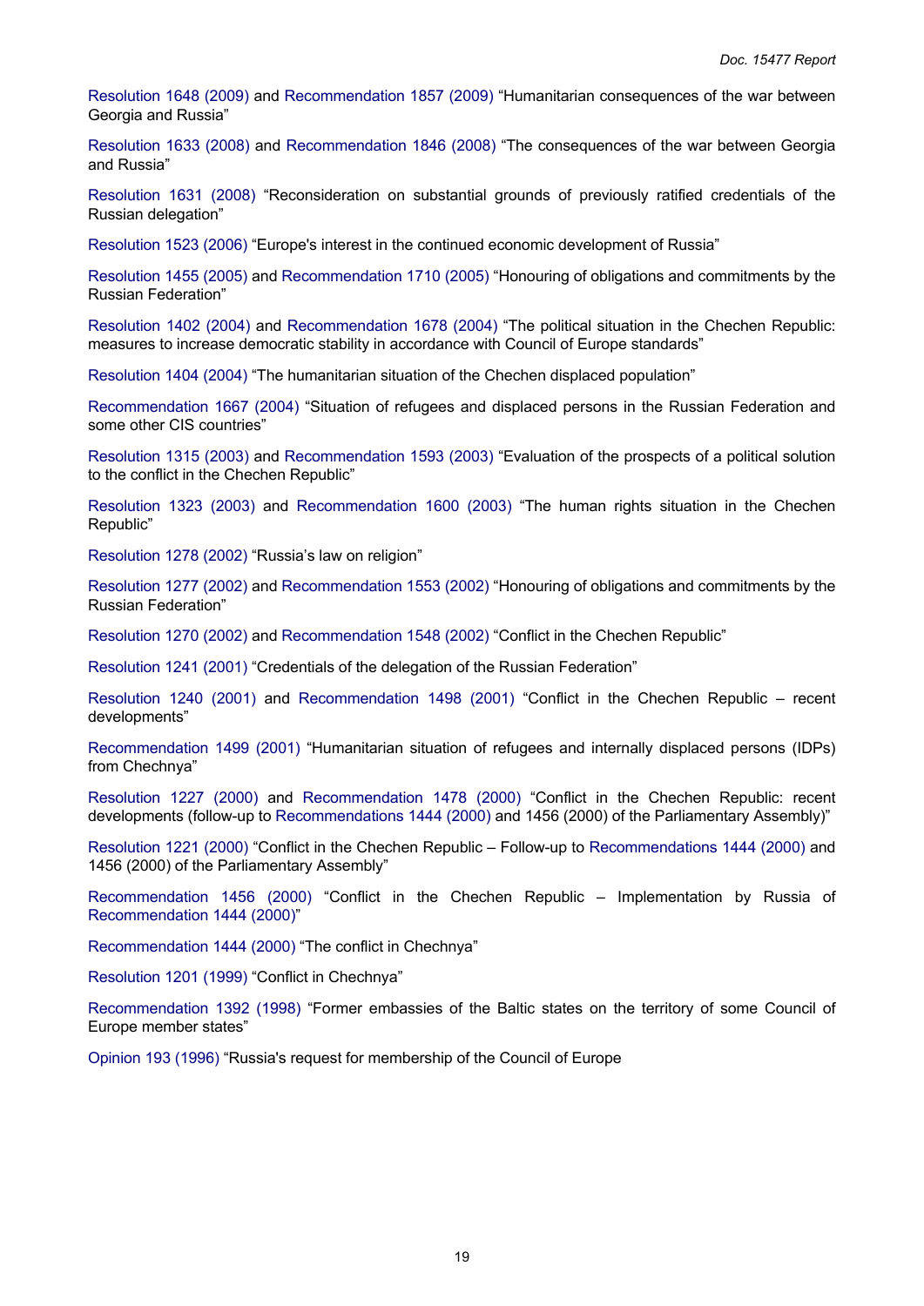Resolution 1648 (2009) and Recommendation 1857 (2009) “Humanitarian consequences of the war between Georgia and Russia”

Resolution 1633 (2008) and Recommendation 1846 (2008) “The consequences of the war between Georgia and Russia”

Resolution 1631 (2008) “Reconsideration on substantial grounds of previously ratified credentials of the Russian delegation”

Resolution 1523 (2006) “Europe's interest in the continued economic development of Russia”

Resolution 1455 (2005) and Recommendation 1710 (2005) “Honouring of obligations and commitments by the Russian Federation”

Resolution 1402 (2004) and Recommendation 1678 (2004) “The political situation in the Chechen Republic: measures to increase democratic stability in accordance with Council of Europe standards”

Resolution 1404 (2004) “The humanitarian situation of the Chechen displaced population”

Recommendation 1667 (2004) “Situation of refugees and displaced persons in the Russian Federation and some other CIS countries”

Resolution 1315 (2003) and Recommendation 1593 (2003) “Evaluation of the prospects of a political solution to the conflict in the Chechen Republic”

Resolution 1323 (2003) and Recommendation 1600 (2003) “The human rights situation in the Chechen Republic”

Resolution 1278 (2002) “Russia’s law on religion”

Resolution 1277 (2002) and Recommendation 1553 (2002) “Honouring of obligations and commitments by the Russian Federation”

Resolution 1270 (2002) and Recommendation 1548 (2002) “Conflict in the Chechen Republic”

Resolution 1241 (2001) “Credentials of the delegation of the Russian Federation”

Resolution 1240 (2001) and Recommendation 1498 (2001) “Conflict in the Chechen Republic – recent developments”

Recommendation 1499 (2001) “Humanitarian situation of refugees and internally displaced persons (IDPs) from Chechnya”

Resolution 1227 (2000) and Recommendation 1478 (2000) “Conflict in the Chechen Republic: recent developments (follow-up to Recommendations 1444 (2000) and 1456 (2000) of the Parliamentary Assembly)”

Resolution 1221 (2000) “Conflict in the Chechen Republic – Follow-up to Recommendations 1444 (2000) and 1456 (2000) of the Parliamentary Assembly”

Recommendation 1456 (2000) “Conflict in the Chechen Republic – Implementation by Russia of Recommendation 1444 (2000)”

Recommendation 1444 (2000) “The conflict in Chechnya”

Resolution 1201 (1999) “Conflict in Chechnya”

Recommendation 1392 (1998) “Former embassies of the Baltic states on the territory of some Council of Europe member states”

Opinion 193 (1996) “Russia's request for membership of the Council of Europe